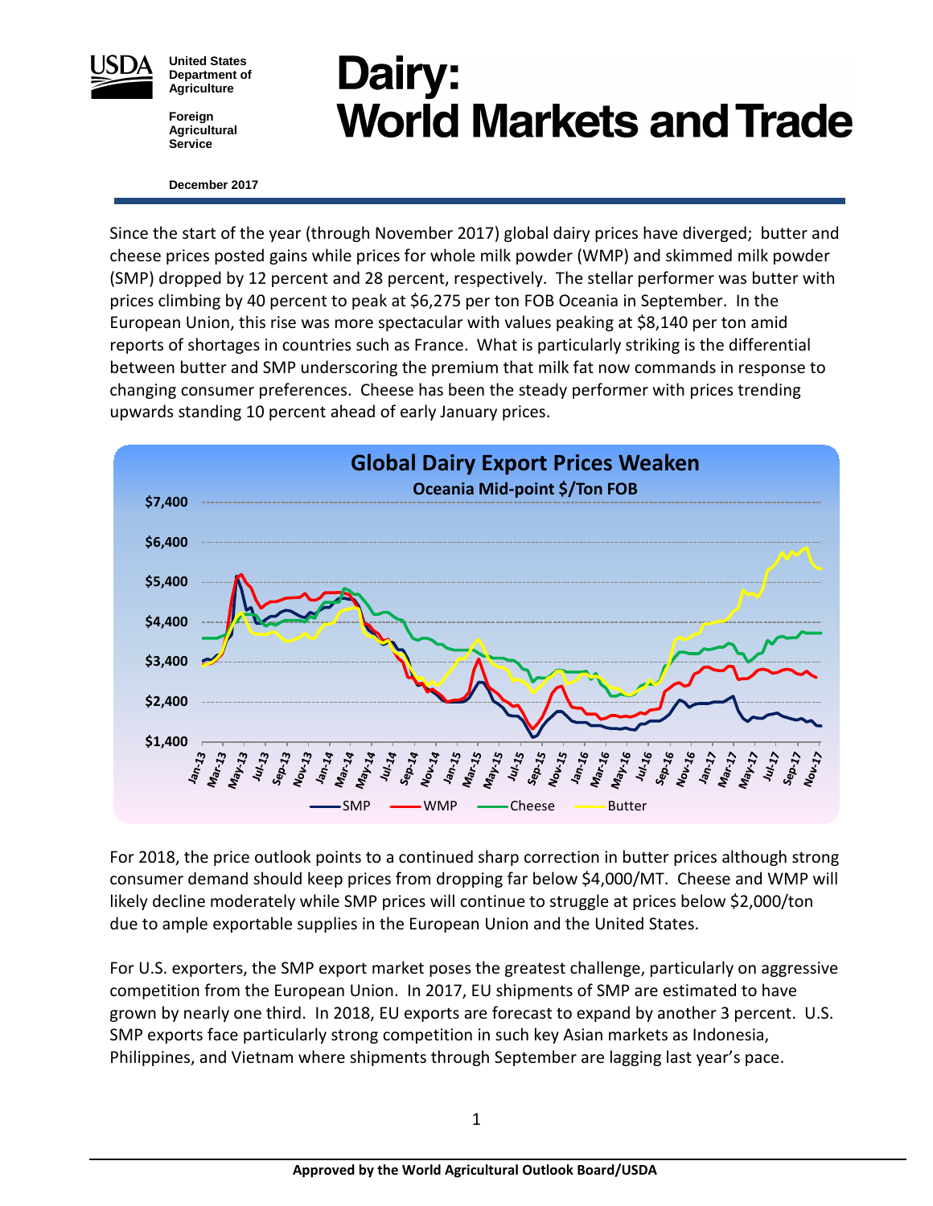United States Department of Agriculture

Foreign Agricultural Service

December 2017

# Dairy: World Markets and Trade

Since the start of the year (through November 2017) global dairy prices have diverged; butter and cheese prices posted gains while prices for whole milk powder (WMP) and skimmed milk powder (SMP) dropped by 12 percent and 28 percent, respectively. The stellar performer was butter with prices climbing by 40 percent to peak at $6,275 per ton FOB Oceania in September. In the European Union, this rise was more spectacular with values peaking at $8,140 per ton amid reports of shortages in countries such as France. What is particularly striking is the differential between butter and SMP underscoring the premium that milk fat now commands in response to changing consumer preferences. Cheese has been the steady performer with prices trending upwards standing 10 percent ahead of early January prices.

**Global Dairy Export Prices Weaken**

Oceania Mid-point $/Ton FOB

For 2018, the price outlook points to a continued sharp correction in butter prices although strong consumer demand should keep prices from dropping far below $4,000/MT. Cheese and WMP will likely decline moderately while SMP prices will continue to struggle at prices below $2,000/ton due to ample exportable supplies in the European Union and the United States.

For U.S. exporters, the SMP export market poses the greatest challenge, particularly on aggressive competition from the European Union. In 2017, EU shipments of SMP are estimated to have grown by nearly one third. In 2018, EU exports are forecast to expand by another 3 percent. U.S. SMP exports face particularly strong competition in such key Asian markets as Indonesia, Philippines, and Vietnam where shipments through September are lagging last year's pace.

**Approved by the World Agricultural Outlook Board/USDA**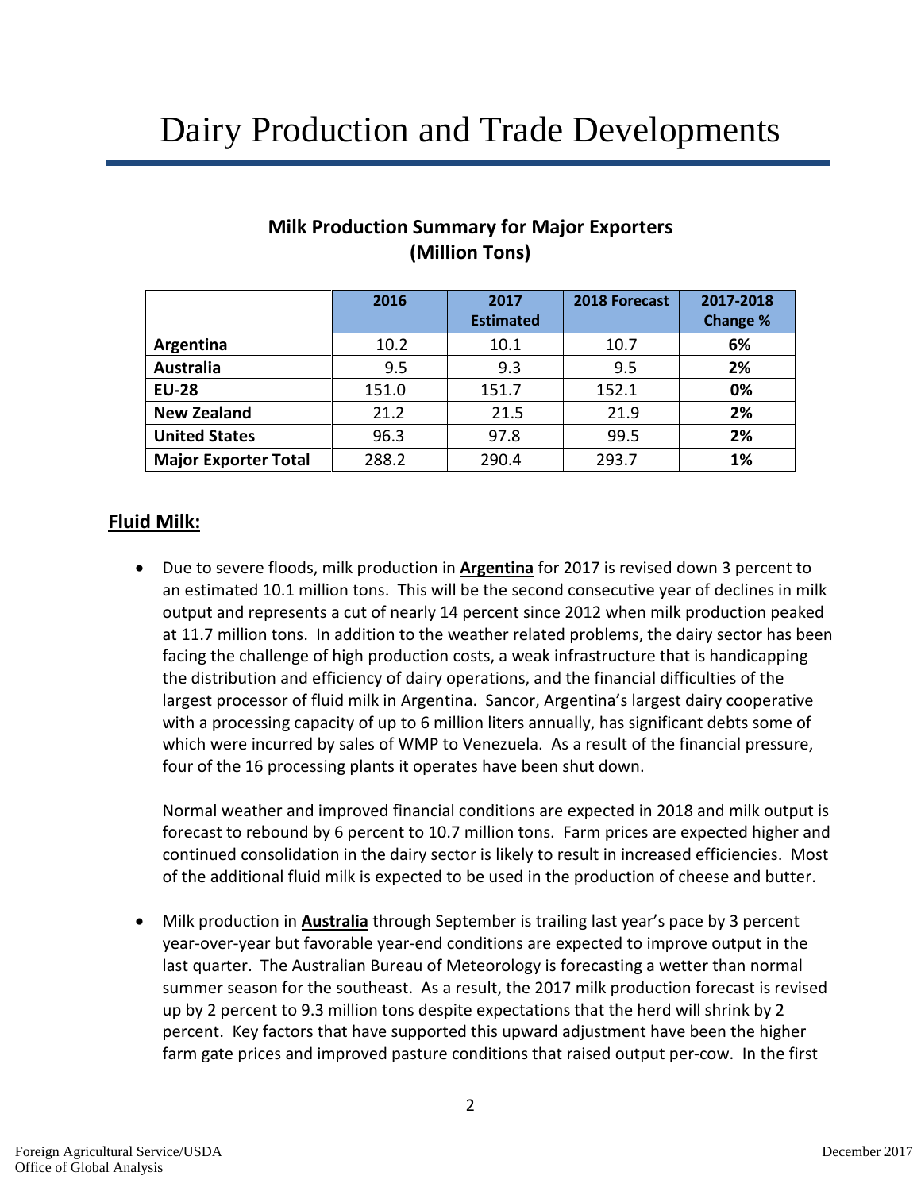# Dairy Production and Trade Developments

**Milk Production Summary for Major Exporters (Million Tons)**

| | 2016 | 2017 Estimated | 2018 Forecast | 2017-2018 Change % |
|---|---|---|---|---|
| **Argentina** | 10.2 | 10.1 | 10.7 | **6%** |
| **Australia** | 9.5 | 9.3 | 9.5 | **2%** |
| **EU-28** | 151.0 | 151.7 | 152.1 | **0%** |
| **New Zealand** | 21.2 | 21.5 | 21.9 | **2%** |
| **United States** | 96.3 | 97.8 | 99.5 | **2%** |
| **Major Exporter Total** | 288.2 | 290.4 | 293.7 | **1%** |

## Fluid Milk:

- Due to severe floods, milk production in **Argentina** for 2017 is revised down 3 percent to an estimated 10.1 million tons. This will be the second consecutive year of declines in milk output and represents a cut of nearly 14 percent since 2012 when milk production peaked at 11.7 million tons. In addition to the weather related problems, the dairy sector has been facing the challenge of high production costs, a weak infrastructure that is handicapping the distribution and efficiency of dairy operations, and the financial difficulties of the largest processor of fluid milk in Argentina. Sancor, Argentina's largest dairy cooperative with a processing capacity of up to 6 million liters annually, has significant debts some of which were incurred by sales of WMP to Venezuela. As a result of the financial pressure, four of the 16 processing plants it operates have been shut down.

  Normal weather and improved financial conditions are expected in 2018 and milk output is forecast to rebound by 6 percent to 10.7 million tons. Farm prices are expected higher and continued consolidation in the dairy sector is likely to result in increased efficiencies. Most of the additional fluid milk is expected to be used in the production of cheese and butter.

- Milk production in **Australia** through September is trailing last year's pace by 3 percent year-over-year but favorable year-end conditions are expected to improve output in the last quarter. The Australian Bureau of Meteorology is forecasting a wetter than normal summer season for the southeast. As a result, the 2017 milk production forecast is revised up by 2 percent to 9.3 million tons despite expectations that the herd will shrink by 2 percent. Key factors that have supported this upward adjustment have been the higher farm gate prices and improved pasture conditions that raised output per-cow. In the first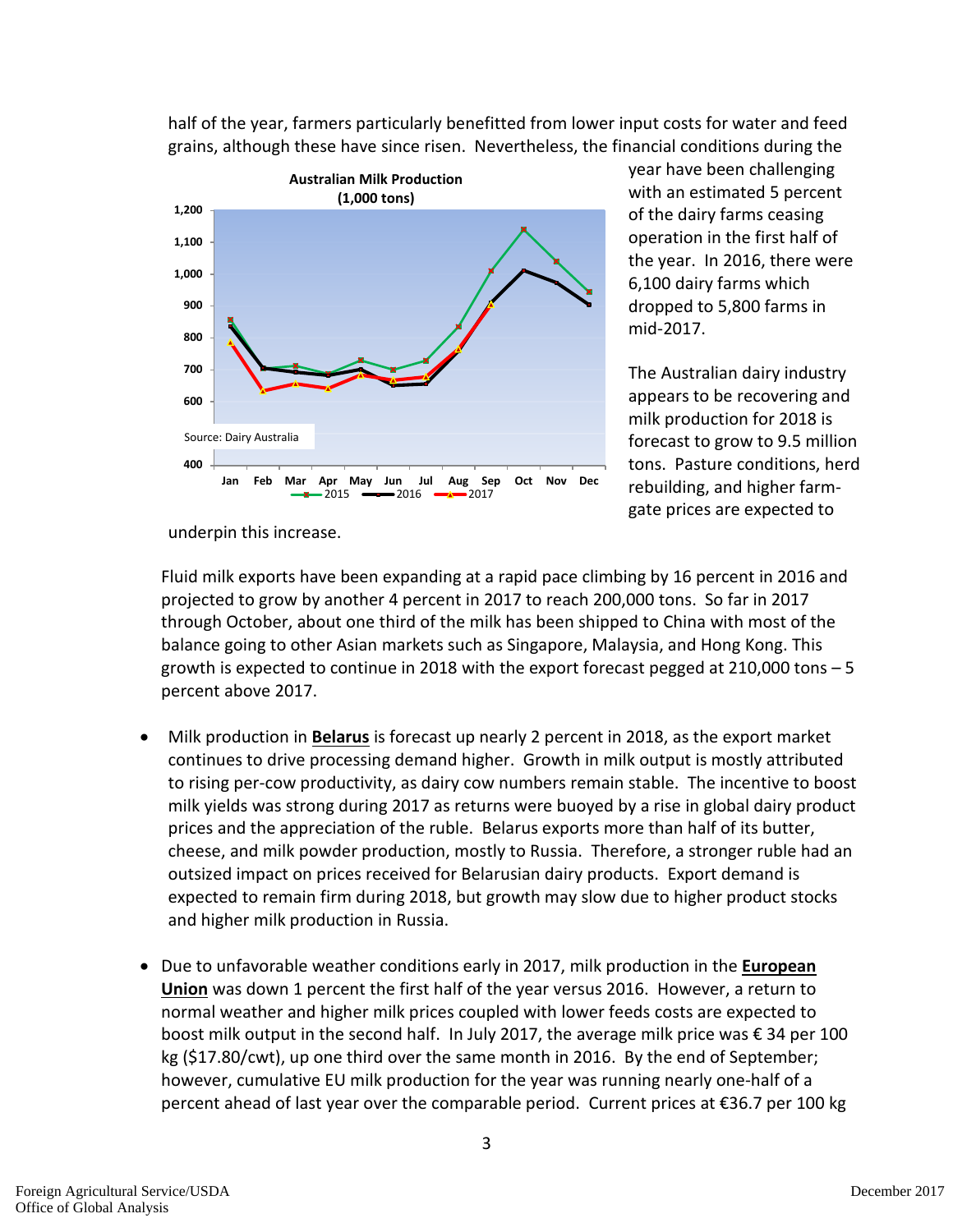half of the year, farmers particularly benefitted from lower input costs for water and feed grains, although these have since risen. Nevertheless, the financial conditions during the year have been challenging with an estimated 5 percent of the dairy farms ceasing operation in the first half of the year. In 2016, there were 6,100 dairy farms which dropped to 5,800 farms in mid-2017.

**Australian Milk Production (1,000 tons)**

Source: Dairy Australia

The Australian dairy industry appears to be recovering and milk production for 2018 is forecast to grow to 9.5 million tons. Pasture conditions, herd rebuilding, and higher farm-gate prices are expected to underpin this increase.

Fluid milk exports have been expanding at a rapid pace climbing by 16 percent in 2016 and projected to grow by another 4 percent in 2017 to reach 200,000 tons. So far in 2017 through October, about one third of the milk has been shipped to China with most of the balance going to other Asian markets such as Singapore, Malaysia, and Hong Kong. This growth is expected to continue in 2018 with the export forecast pegged at 210,000 tons – 5 percent above 2017.

- Milk production in **Belarus** is forecast up nearly 2 percent in 2018, as the export market continues to drive processing demand higher. Growth in milk output is mostly attributed to rising per-cow productivity, as dairy cow numbers remain stable. The incentive to boost milk yields was strong during 2017 as returns were buoyed by a rise in global dairy product prices and the appreciation of the ruble. Belarus exports more than half of its butter, cheese, and milk powder production, mostly to Russia. Therefore, a stronger ruble had an outsized impact on prices received for Belarusian dairy products. Export demand is expected to remain firm during 2018, but growth may slow due to higher product stocks and higher milk production in Russia.

- Due to unfavorable weather conditions early in 2017, milk production in the **European Union** was down 1 percent the first half of the year versus 2016. However, a return to normal weather and higher milk prices coupled with lower feeds costs are expected to boost milk output in the second half. In July 2017, the average milk price was € 34 per 100 kg ($17.80/cwt), up one third over the same month in 2016. By the end of September; however, cumulative EU milk production for the year was running nearly one-half of a percent ahead of last year over the comparable period. Current prices at €36.7 per 100 kg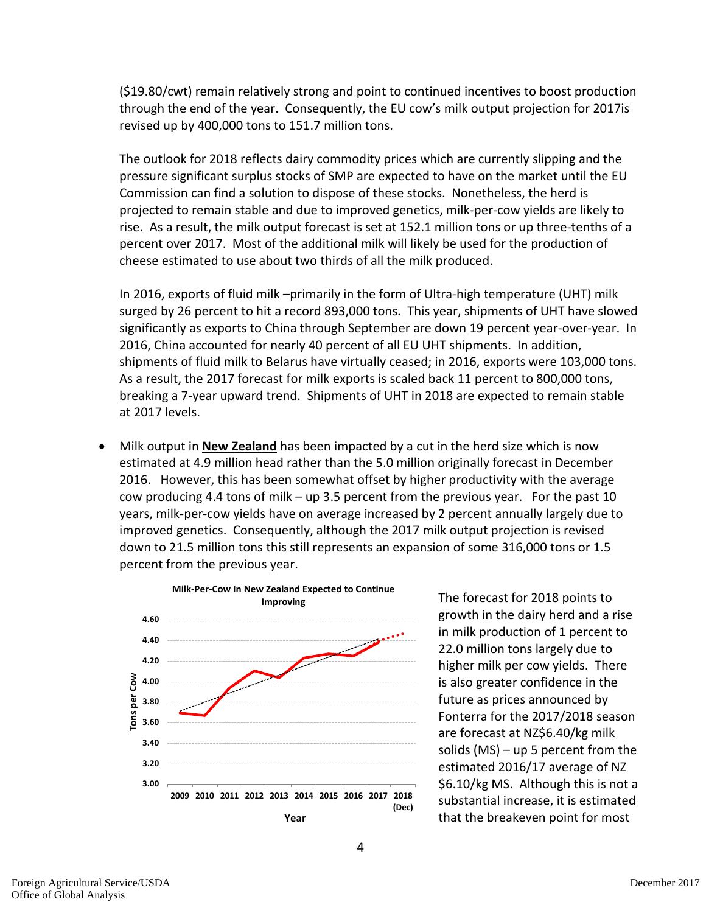($19.80/cwt) remain relatively strong and point to continued incentives to boost production through the end of the year. Consequently, the EU cow's milk output projection for 2017is revised up by 400,000 tons to 151.7 million tons.

The outlook for 2018 reflects dairy commodity prices which are currently slipping and the pressure significant surplus stocks of SMP are expected to have on the market until the EU Commission can find a solution to dispose of these stocks. Nonetheless, the herd is projected to remain stable and due to improved genetics, milk-per-cow yields are likely to rise. As a result, the milk output forecast is set at 152.1 million tons or up three-tenths of a percent over 2017. Most of the additional milk will likely be used for the production of cheese estimated to use about two thirds of all the milk produced.

In 2016, exports of fluid milk –primarily in the form of Ultra-high temperature (UHT) milk surged by 26 percent to hit a record 893,000 tons. This year, shipments of UHT have slowed significantly as exports to China through September are down 19 percent year-over-year. In 2016, China accounted for nearly 40 percent of all EU UHT shipments. In addition, shipments of fluid milk to Belarus have virtually ceased; in 2016, exports were 103,000 tons. As a result, the 2017 forecast for milk exports is scaled back 11 percent to 800,000 tons, breaking a 7-year upward trend. Shipments of UHT in 2018 are expected to remain stable at 2017 levels.

- Milk output in **New Zealand** has been impacted by a cut in the herd size which is now estimated at 4.9 million head rather than the 5.0 million originally forecast in December 2016. However, this has been somewhat offset by higher productivity with the average cow producing 4.4 tons of milk – up 3.5 percent from the previous year. For the past 10 years, milk-per-cow yields have on average increased by 2 percent annually largely due to improved genetics. Consequently, although the 2017 milk output projection is revised down to 21.5 million tons this still represents an expansion of some 316,000 tons or 1.5 percent from the previous year.

**Milk-Per-Cow In New Zealand Expected to Continue Improving**

The forecast for 2018 points to growth in the dairy herd and a rise in milk production of 1 percent to 22.0 million tons largely due to higher milk per cow yields. There is also greater confidence in the future as prices announced by Fonterra for the 2017/2018 season are forecast at NZ$6.40/kg milk solids (MS) – up 5 percent from the estimated 2016/17 average of NZ $6.10/kg MS. Although this is not a substantial increase, it is estimated that the breakeven point for most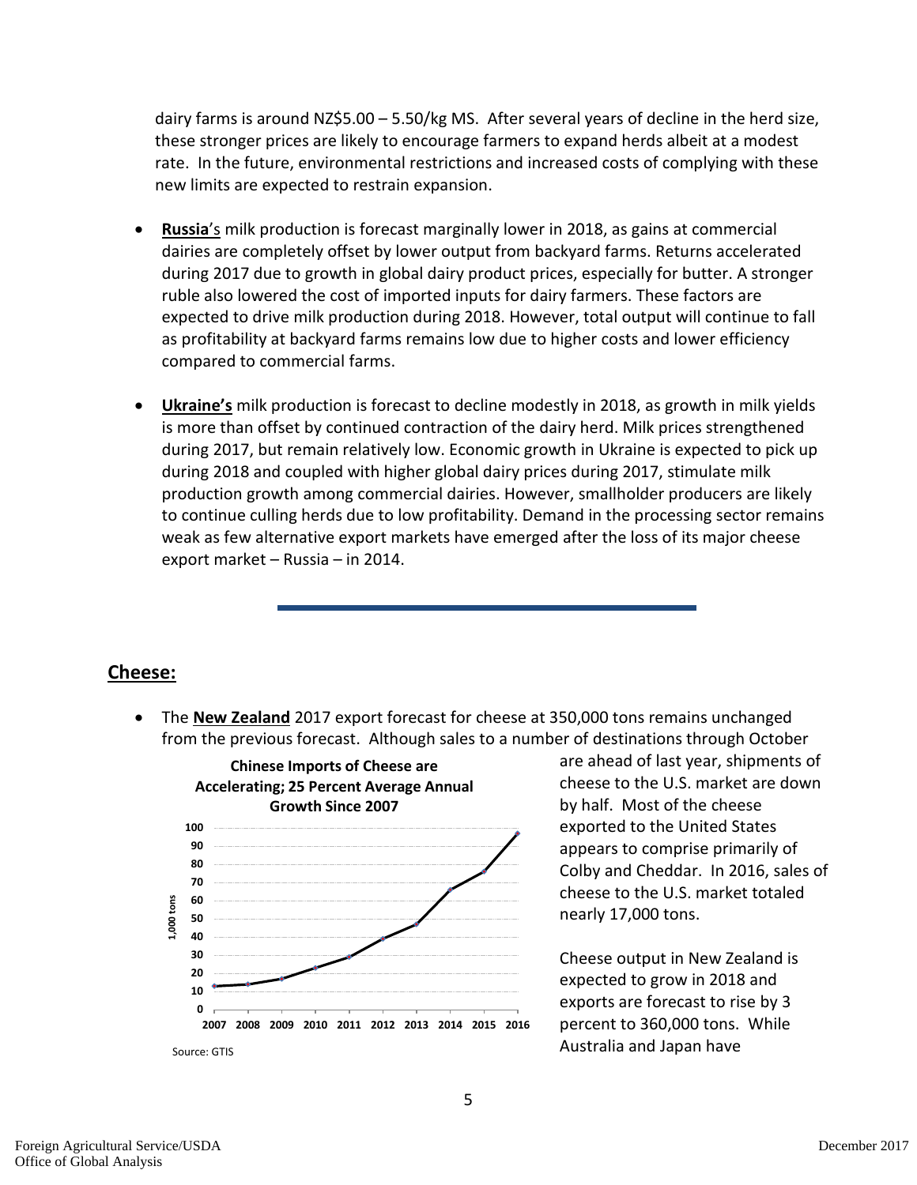dairy farms is around NZ$5.00 – 5.50/kg MS. After several years of decline in the herd size, these stronger prices are likely to encourage farmers to expand herds albeit at a modest rate. In the future, environmental restrictions and increased costs of complying with these new limits are expected to restrain expansion.

- **Russia**'s milk production is forecast marginally lower in 2018, as gains at commercial dairies are completely offset by lower output from backyard farms. Returns accelerated during 2017 due to growth in global dairy product prices, especially for butter. A stronger ruble also lowered the cost of imported inputs for dairy farmers. These factors are expected to drive milk production during 2018. However, total output will continue to fall as profitability at backyard farms remains low due to higher costs and lower efficiency compared to commercial farms.

- **Ukraine's** milk production is forecast to decline modestly in 2018, as growth in milk yields is more than offset by continued contraction of the dairy herd. Milk prices strengthened during 2017, but remain relatively low. Economic growth in Ukraine is expected to pick up during 2018 and coupled with higher global dairy prices during 2017, stimulate milk production growth among commercial dairies. However, smallholder producers are likely to continue culling herds due to low profitability. Demand in the processing sector remains weak as few alternative export markets have emerged after the loss of its major cheese export market – Russia – in 2014.

## Cheese:

- The **New Zealand** 2017 export forecast for cheese at 350,000 tons remains unchanged from the previous forecast. Although sales to a number of destinations through October are ahead of last year, shipments of cheese to the U.S. market are down by half. Most of the cheese exported to the United States appears to comprise primarily of Colby and Cheddar. In 2016, sales of cheese to the U.S. market totaled nearly 17,000 tons.

  Cheese output in New Zealand is expected to grow in 2018 and exports are forecast to rise by 3 percent to 360,000 tons. While Australia and Japan have

**Chinese Imports of Cheese are Accelerating; 25 Percent Average Annual Growth Since 2007**

Source: GTIS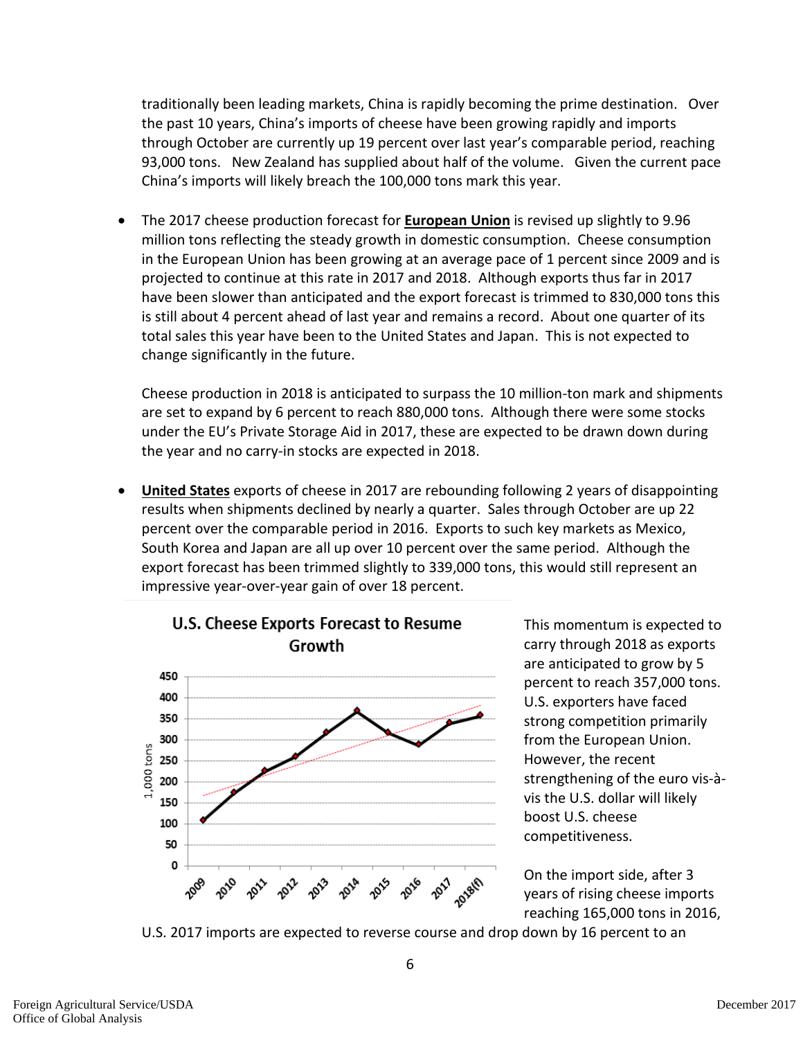traditionally been leading markets, China is rapidly becoming the prime destination. Over the past 10 years, China's imports of cheese have been growing rapidly and imports through October are currently up 19 percent over last year's comparable period, reaching 93,000 tons. New Zealand has supplied about half of the volume. Given the current pace China's imports will likely breach the 100,000 tons mark this year.

- The 2017 cheese production forecast for **European Union** is revised up slightly to 9.96 million tons reflecting the steady growth in domestic consumption. Cheese consumption in the European Union has been growing at an average pace of 1 percent since 2009 and is projected to continue at this rate in 2017 and 2018. Although exports thus far in 2017 have been slower than anticipated and the export forecast is trimmed to 830,000 tons this is still about 4 percent ahead of last year and remains a record. About one quarter of its total sales this year have been to the United States and Japan. This is not expected to change significantly in the future.

  Cheese production in 2018 is anticipated to surpass the 10 million-ton mark and shipments are set to expand by 6 percent to reach 880,000 tons. Although there were some stocks under the EU's Private Storage Aid in 2017, these are expected to be drawn down during the year and no carry-in stocks are expected in 2018.

- **United States** exports of cheese in 2017 are rebounding following 2 years of disappointing results when shipments declined by nearly a quarter. Sales through October are up 22 percent over the comparable period in 2016. Exports to such key markets as Mexico, South Korea and Japan are all up over 10 percent over the same period. Although the export forecast has been trimmed slightly to 339,000 tons, this would still represent an impressive year-over-year gain of over 18 percent.

**U.S. Cheese Exports Forecast to Resume Growth**

This momentum is expected to carry through 2018 as exports are anticipated to grow by 5 percent to reach 357,000 tons. U.S. exporters have faced strong competition primarily from the European Union. However, the recent strengthening of the euro vis-à-vis the U.S. dollar will likely boost U.S. cheese competitiveness.

On the import side, after 3 years of rising cheese imports reaching 165,000 tons in 2016, U.S. 2017 imports are expected to reverse course and drop down by 16 percent to an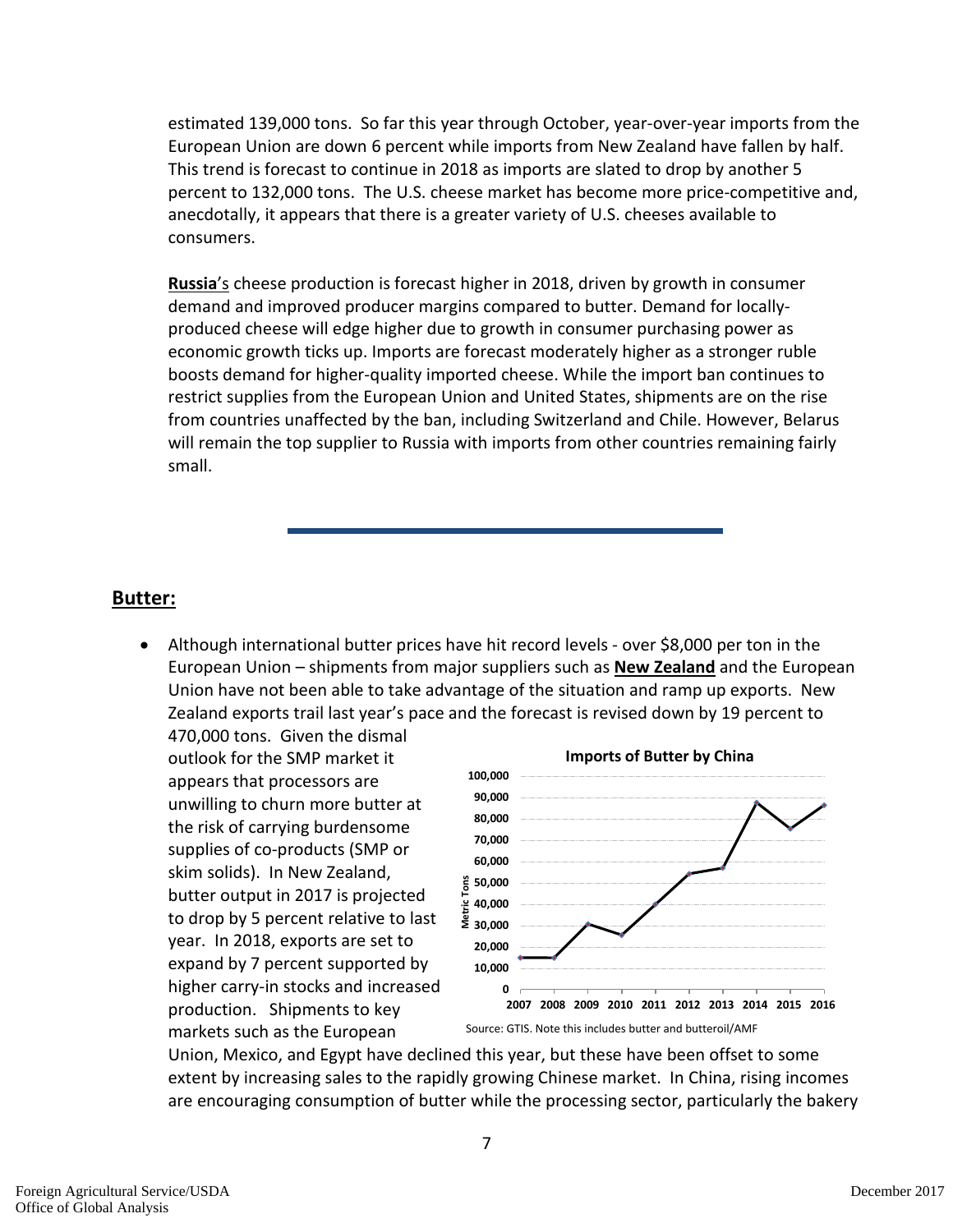estimated 139,000 tons. So far this year through October, year-over-year imports from the European Union are down 6 percent while imports from New Zealand have fallen by half. This trend is forecast to continue in 2018 as imports are slated to drop by another 5 percent to 132,000 tons. The U.S. cheese market has become more price-competitive and, anecdotally, it appears that there is a greater variety of U.S. cheeses available to consumers.

**Russia**'s cheese production is forecast higher in 2018, driven by growth in consumer demand and improved producer margins compared to butter. Demand for locally-produced cheese will edge higher due to growth in consumer purchasing power as economic growth ticks up. Imports are forecast moderately higher as a stronger ruble boosts demand for higher-quality imported cheese. While the import ban continues to restrict supplies from the European Union and United States, shipments are on the rise from countries unaffected by the ban, including Switzerland and Chile. However, Belarus will remain the top supplier to Russia with imports from other countries remaining fairly small.

## Butter:

- Although international butter prices have hit record levels - over $8,000 per ton in the European Union – shipments from major suppliers such as **New Zealand** and the European Union have not been able to take advantage of the situation and ramp up exports. New Zealand exports trail last year's pace and the forecast is revised down by 19 percent to 470,000 tons. Given the dismal outlook for the SMP market it appears that processors are unwilling to churn more butter at the risk of carrying burdensome supplies of co-products (SMP or skim solids). In New Zealand, butter output in 2017 is projected to drop by 5 percent relative to last year. In 2018, exports are set to expand by 7 percent supported by higher carry-in stocks and increased production. Shipments to key markets such as the European Union, Mexico, and Egypt have declined this year, but these have been offset to some extent by increasing sales to the rapidly growing Chinese market. In China, rising incomes are encouraging consumption of butter while the processing sector, particularly the bakery

**Imports of Butter by China**

| Year | 2007 | 2008 | 2009 | 2010 | 2011 | 2012 | 2013 | 2014 | 2015 | 2016 |
|---|---|---|---|---|---|---|---|---|---|---|
| Metric Tons (approx.) | 15,000 | 15,000 | 31,000 | 26,000 | 40,000 | 54,000 | 57,000 | 88,000 | 75,000 | 86,000 |

Source: GTIS. Note this includes butter and butteroil/AMF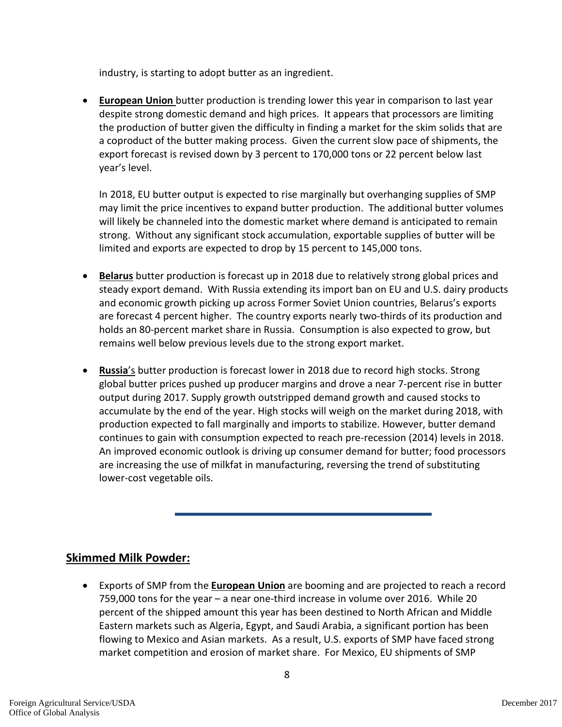industry, is starting to adopt butter as an ingredient.

- **European Union** butter production is trending lower this year in comparison to last year despite strong domestic demand and high prices. It appears that processors are limiting the production of butter given the difficulty in finding a market for the skim solids that are a coproduct of the butter making process. Given the current slow pace of shipments, the export forecast is revised down by 3 percent to 170,000 tons or 22 percent below last year's level.

  In 2018, EU butter output is expected to rise marginally but overhanging supplies of SMP may limit the price incentives to expand butter production. The additional butter volumes will likely be channeled into the domestic market where demand is anticipated to remain strong. Without any significant stock accumulation, exportable supplies of butter will be limited and exports are expected to drop by 15 percent to 145,000 tons.

- **Belarus** butter production is forecast up in 2018 due to relatively strong global prices and steady export demand. With Russia extending its import ban on EU and U.S. dairy products and economic growth picking up across Former Soviet Union countries, Belarus's exports are forecast 4 percent higher. The country exports nearly two-thirds of its production and holds an 80-percent market share in Russia. Consumption is also expected to grow, but remains well below previous levels due to the strong export market.

- **Russia**'s butter production is forecast lower in 2018 due to record high stocks. Strong global butter prices pushed up producer margins and drove a near 7-percent rise in butter output during 2017. Supply growth outstripped demand growth and caused stocks to accumulate by the end of the year. High stocks will weigh on the market during 2018, with production expected to fall marginally and imports to stabilize. However, butter demand continues to gain with consumption expected to reach pre-recession (2014) levels in 2018. An improved economic outlook is driving up consumer demand for butter; food processors are increasing the use of milkfat in manufacturing, reversing the trend of substituting lower-cost vegetable oils.

---

## Skimmed Milk Powder:

- Exports of SMP from the **European Union** are booming and are projected to reach a record 759,000 tons for the year – a near one-third increase in volume over 2016. While 20 percent of the shipped amount this year has been destined to North African and Middle Eastern markets such as Algeria, Egypt, and Saudi Arabia, a significant portion has been flowing to Mexico and Asian markets. As a result, U.S. exports of SMP have faced strong market competition and erosion of market share. For Mexico, EU shipments of SMP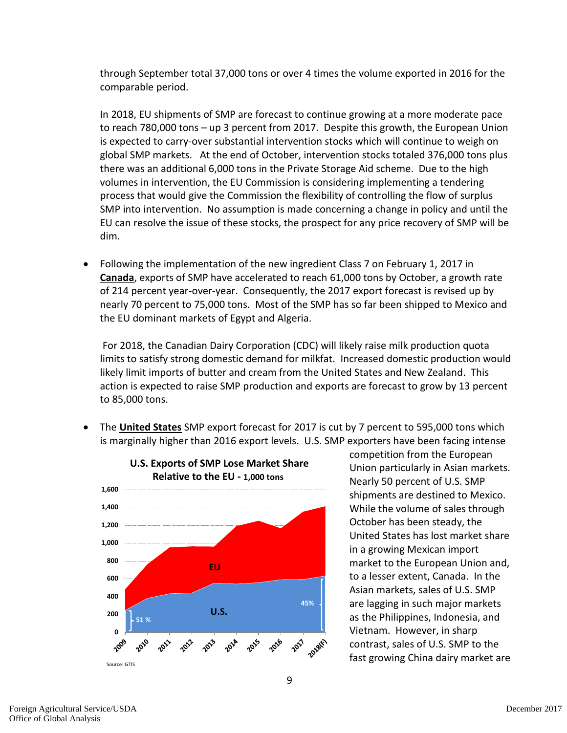through September total 37,000 tons or over 4 times the volume exported in 2016 for the comparable period.

In 2018, EU shipments of SMP are forecast to continue growing at a more moderate pace to reach 780,000 tons – up 3 percent from 2017. Despite this growth, the European Union is expected to carry-over substantial intervention stocks which will continue to weigh on global SMP markets. At the end of October, intervention stocks totaled 376,000 tons plus there was an additional 6,000 tons in the Private Storage Aid scheme. Due to the high volumes in intervention, the EU Commission is considering implementing a tendering process that would give the Commission the flexibility of controlling the flow of surplus SMP into intervention. No assumption is made concerning a change in policy and until the EU can resolve the issue of these stocks, the prospect for any price recovery of SMP will be dim.

- Following the implementation of the new ingredient Class 7 on February 1, 2017 in **Canada**, exports of SMP have accelerated to reach 61,000 tons by October, a growth rate of 214 percent year-over-year. Consequently, the 2017 export forecast is revised up by nearly 70 percent to 75,000 tons. Most of the SMP has so far been shipped to Mexico and the EU dominant markets of Egypt and Algeria.

  For 2018, the Canadian Dairy Corporation (CDC) will likely raise milk production quota limits to satisfy strong domestic demand for milkfat. Increased domestic production would likely limit imports of butter and cream from the United States and New Zealand. This action is expected to raise SMP production and exports are forecast to grow by 13 percent to 85,000 tons.

- The **United States** SMP export forecast for 2017 is cut by 7 percent to 595,000 tons which is marginally higher than 2016 export levels. U.S. SMP exporters have been facing intense competition from the European Union particularly in Asian markets. Nearly 50 percent of U.S. SMP shipments are destined to Mexico. While the volume of sales through October has been steady, the United States has lost market share in a growing Mexican import market to the European Union and, to a lesser extent, Canada. In the Asian markets, sales of U.S. SMP are lagging in such major markets as the Philippines, Indonesia, and Vietnam. However, in sharp contrast, sales of U.S. SMP to the fast growing China dairy market are

**U.S. Exports of SMP Lose Market Share Relative to the EU - 1,000 tons**

Source: GTIS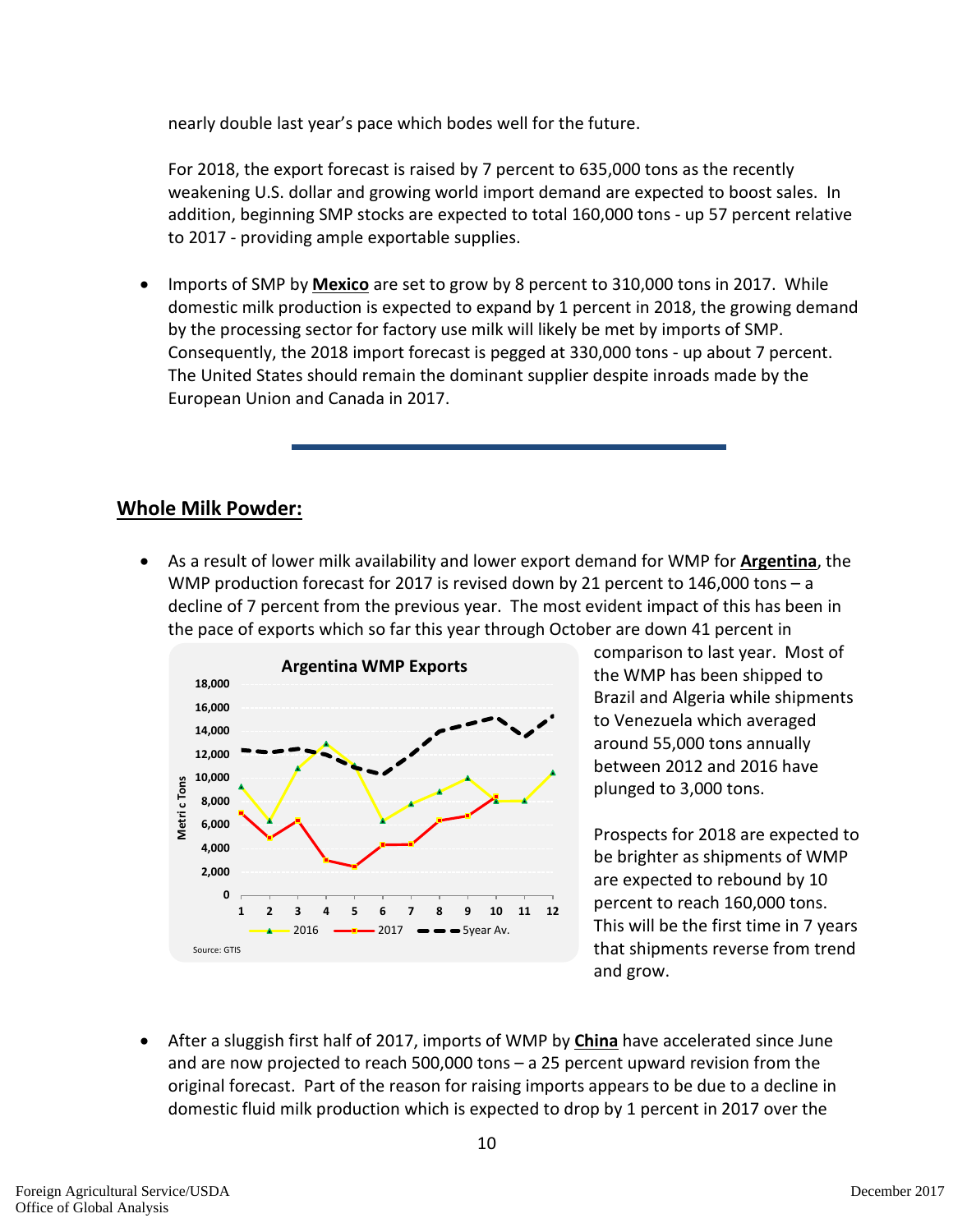nearly double last year's pace which bodes well for the future.

For 2018, the export forecast is raised by 7 percent to 635,000 tons as the recently weakening U.S. dollar and growing world import demand are expected to boost sales. In addition, beginning SMP stocks are expected to total 160,000 tons - up 57 percent relative to 2017 - providing ample exportable supplies.

- Imports of SMP by **Mexico** are set to grow by 8 percent to 310,000 tons in 2017. While domestic milk production is expected to expand by 1 percent in 2018, the growing demand by the processing sector for factory use milk will likely be met by imports of SMP. Consequently, the 2018 import forecast is pegged at 330,000 tons - up about 7 percent. The United States should remain the dominant supplier despite inroads made by the European Union and Canada in 2017.

## Whole Milk Powder:

- As a result of lower milk availability and lower export demand for WMP for **Argentina**, the WMP production forecast for 2017 is revised down by 21 percent to 146,000 tons – a decline of 7 percent from the previous year. The most evident impact of this has been in the pace of exports which so far this year through October are down 41 percent in comparison to last year. Most of the WMP has been shipped to Brazil and Algeria while shipments to Venezuela which averaged around 55,000 tons annually between 2012 and 2016 have plunged to 3,000 tons.

  Prospects for 2018 are expected to be brighter as shipments of WMP are expected to rebound by 10 percent to reach 160,000 tons. This will be the first time in 7 years that shipments reverse from trend and grow.

- After a sluggish first half of 2017, imports of WMP by **China** have accelerated since June and are now projected to reach 500,000 tons – a 25 percent upward revision from the original forecast. Part of the reason for raising imports appears to be due to a decline in domestic fluid milk production which is expected to drop by 1 percent in 2017 over the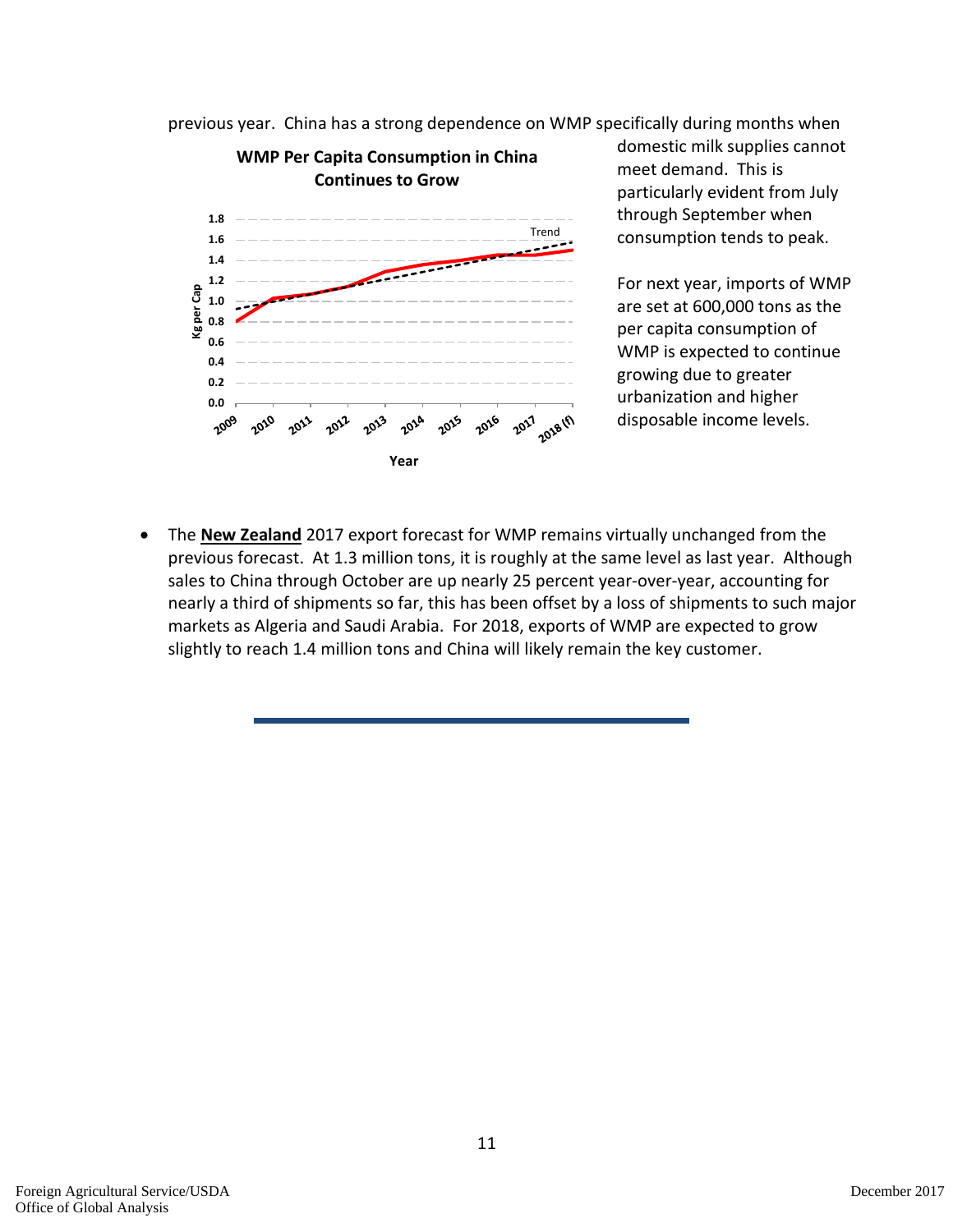previous year. China has a strong dependence on WMP specifically during months when domestic milk supplies cannot meet demand. This is particularly evident from July through September when consumption tends to peak.

**WMP Per Capita Consumption in China Continues to Grow**

For next year, imports of WMP are set at 600,000 tons as the per capita consumption of WMP is expected to continue growing due to greater urbanization and higher disposable income levels.

- The **New Zealand** 2017 export forecast for WMP remains virtually unchanged from the previous forecast. At 1.3 million tons, it is roughly at the same level as last year. Although sales to China through October are up nearly 25 percent year-over-year, accounting for nearly a third of shipments so far, this has been offset by a loss of shipments to such major markets as Algeria and Saudi Arabia. For 2018, exports of WMP are expected to grow slightly to reach 1.4 million tons and China will likely remain the key customer.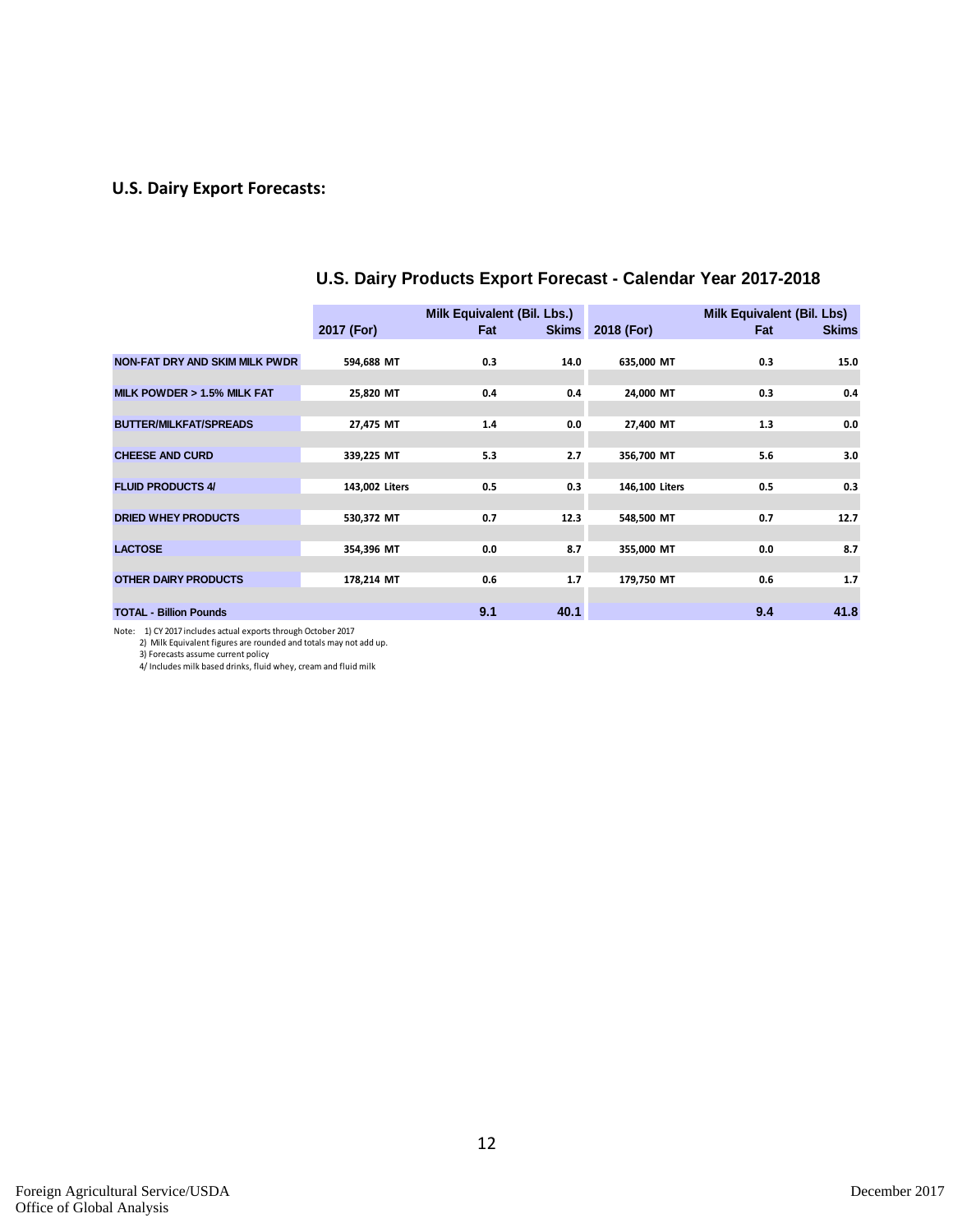### U.S. Dairy Export Forecasts:

## U.S. Dairy Products Export Forecast - Calendar Year 2017-2018

| | 2017 (For) | Milk Equivalent (Bil. Lbs.) Fat | Skims | 2018 (For) | Milk Equivalent (Bil. Lbs) Fat | Skims |
|---|---|---|---|---|---|---|
| NON-FAT DRY AND SKIM MILK PWDR | 594,688 MT | 0.3 | 14.0 | 635,000 MT | 0.3 | 15.0 |
| MILK POWDER > 1.5% MILK FAT | 25,820 MT | 0.4 | 0.4 | 24,000 MT | 0.3 | 0.4 |
| BUTTER/MILKFAT/SPREADS | 27,475 MT | 1.4 | 0.0 | 27,400 MT | 1.3 | 0.0 |
| CHEESE AND CURD | 339,225 MT | 5.3 | 2.7 | 356,700 MT | 5.6 | 3.0 |
| FLUID PRODUCTS 4/ | 143,002 Liters | 0.5 | 0.3 | 146,100 Liters | 0.5 | 0.3 |
| DRIED WHEY PRODUCTS | 530,372 MT | 0.7 | 12.3 | 548,500 MT | 0.7 | 12.7 |
| LACTOSE | 354,396 MT | 0.0 | 8.7 | 355,000 MT | 0.0 | 8.7 |
| OTHER DAIRY PRODUCTS | 178,214 MT | 0.6 | 1.7 | 179,750 MT | 0.6 | 1.7 |
| TOTAL - Billion Pounds | | 9.1 | 40.1 | | 9.4 | 41.8 |

Note: 1) CY 2017 includes actual exports through October 2017
2) Milk Equivalent figures are rounded and totals may not add up.
3) Forecasts assume current policy
4/ Includes milk based drinks, fluid whey, cream and fluid milk

Foreign Agricultural Service/USDA
Office of Global Analysis

December 2017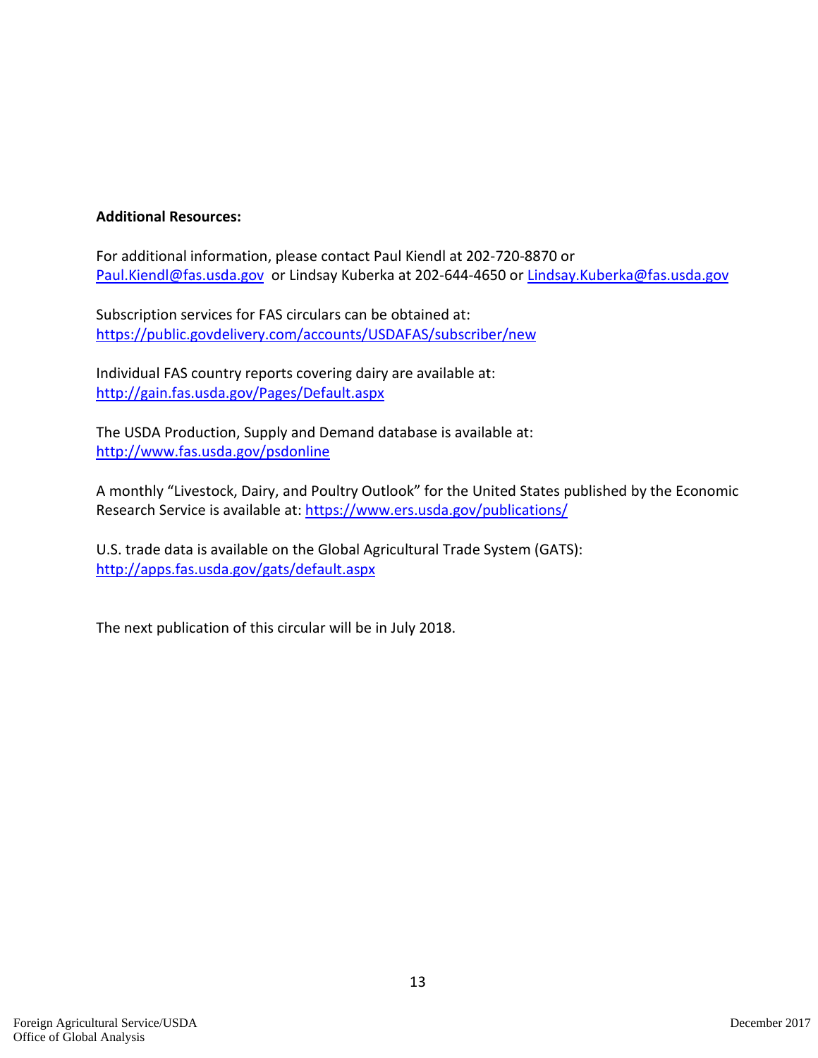**Additional Resources:**

For additional information, please contact Paul Kiendl at 202-720-8870 or Paul.Kiendl@fas.usda.gov or Lindsay Kuberka at 202-644-4650 or Lindsay.Kuberka@fas.usda.gov

Subscription services for FAS circulars can be obtained at: https://public.govdelivery.com/accounts/USDAFAS/subscriber/new

Individual FAS country reports covering dairy are available at: http://gain.fas.usda.gov/Pages/Default.aspx

The USDA Production, Supply and Demand database is available at: http://www.fas.usda.gov/psdonline

A monthly "Livestock, Dairy, and Poultry Outlook" for the United States published by the Economic Research Service is available at: https://www.ers.usda.gov/publications/

U.S. trade data is available on the Global Agricultural Trade System (GATS): http://apps.fas.usda.gov/gats/default.aspx

The next publication of this circular will be in July 2018.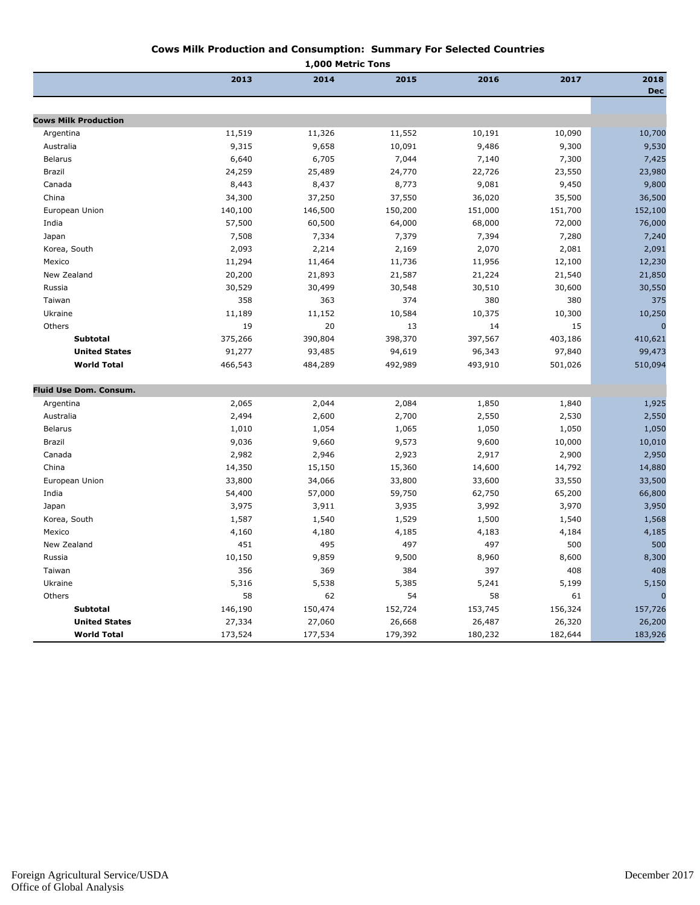## Cows Milk Production and Consumption: Summary For Selected Countries

1,000 Metric Tons

| | 2013 | 2014 | 2015 | 2016 | 2017 | 2018 Dec |
|---|---|---|---|---|---|---|
| **Cows Milk Production** | | | | | | |
| Argentina | 11,519 | 11,326 | 11,552 | 10,191 | 10,090 | 10,700 |
| Australia | 9,315 | 9,658 | 10,091 | 9,486 | 9,300 | 9,530 |
| Belarus | 6,640 | 6,705 | 7,044 | 7,140 | 7,300 | 7,425 |
| Brazil | 24,259 | 25,489 | 24,770 | 22,726 | 23,550 | 23,980 |
| Canada | 8,443 | 8,437 | 8,773 | 9,081 | 9,450 | 9,800 |
| China | 34,300 | 37,250 | 37,550 | 36,020 | 35,500 | 36,500 |
| European Union | 140,100 | 146,500 | 150,200 | 151,000 | 151,700 | 152,100 |
| India | 57,500 | 60,500 | 64,000 | 68,000 | 72,000 | 76,000 |
| Japan | 7,508 | 7,334 | 7,379 | 7,394 | 7,280 | 7,240 |
| Korea, South | 2,093 | 2,214 | 2,169 | 2,070 | 2,081 | 2,091 |
| Mexico | 11,294 | 11,464 | 11,736 | 11,956 | 12,100 | 12,230 |
| New Zealand | 20,200 | 21,893 | 21,587 | 21,224 | 21,540 | 21,850 |
| Russia | 30,529 | 30,499 | 30,548 | 30,510 | 30,600 | 30,550 |
| Taiwan | 358 | 363 | 374 | 380 | 380 | 375 |
| Ukraine | 11,189 | 11,152 | 10,584 | 10,375 | 10,300 | 10,250 |
| Others | 19 | 20 | 13 | 14 | 15 | 0 |
| **Subtotal** | 375,266 | 390,804 | 398,370 | 397,567 | 403,186 | 410,621 |
| **United States** | 91,277 | 93,485 | 94,619 | 96,343 | 97,840 | 99,473 |
| **World Total** | 466,543 | 484,289 | 492,989 | 493,910 | 501,026 | 510,094 |
| **Fluid Use Dom. Consum.** | | | | | | |
| Argentina | 2,065 | 2,044 | 2,084 | 1,850 | 1,840 | 1,925 |
| Australia | 2,494 | 2,600 | 2,700 | 2,550 | 2,530 | 2,550 |
| Belarus | 1,010 | 1,054 | 1,065 | 1,050 | 1,050 | 1,050 |
| Brazil | 9,036 | 9,660 | 9,573 | 9,600 | 10,000 | 10,010 |
| Canada | 2,982 | 2,946 | 2,923 | 2,917 | 2,900 | 2,950 |
| China | 14,350 | 15,150 | 15,360 | 14,600 | 14,792 | 14,880 |
| European Union | 33,800 | 34,066 | 33,800 | 33,600 | 33,550 | 33,500 |
| India | 54,400 | 57,000 | 59,750 | 62,750 | 65,200 | 66,800 |
| Japan | 3,975 | 3,911 | 3,935 | 3,992 | 3,970 | 3,950 |
| Korea, South | 1,587 | 1,540 | 1,529 | 1,500 | 1,540 | 1,568 |
| Mexico | 4,160 | 4,180 | 4,185 | 4,183 | 4,184 | 4,185 |
| New Zealand | 451 | 495 | 497 | 497 | 500 | 500 |
| Russia | 10,150 | 9,859 | 9,500 | 8,960 | 8,600 | 8,300 |
| Taiwan | 356 | 369 | 384 | 397 | 408 | 408 |
| Ukraine | 5,316 | 5,538 | 5,385 | 5,241 | 5,199 | 5,150 |
| Others | 58 | 62 | 54 | 58 | 61 | 0 |
| **Subtotal** | 146,190 | 150,474 | 152,724 | 153,745 | 156,324 | 157,726 |
| **United States** | 27,334 | 27,060 | 26,668 | 26,487 | 26,320 | 26,200 |
| **World Total** | 173,524 | 177,534 | 179,392 | 180,232 | 182,644 | 183,926 |

Foreign Agricultural Service/USDA
Office of Global Analysis

December 2017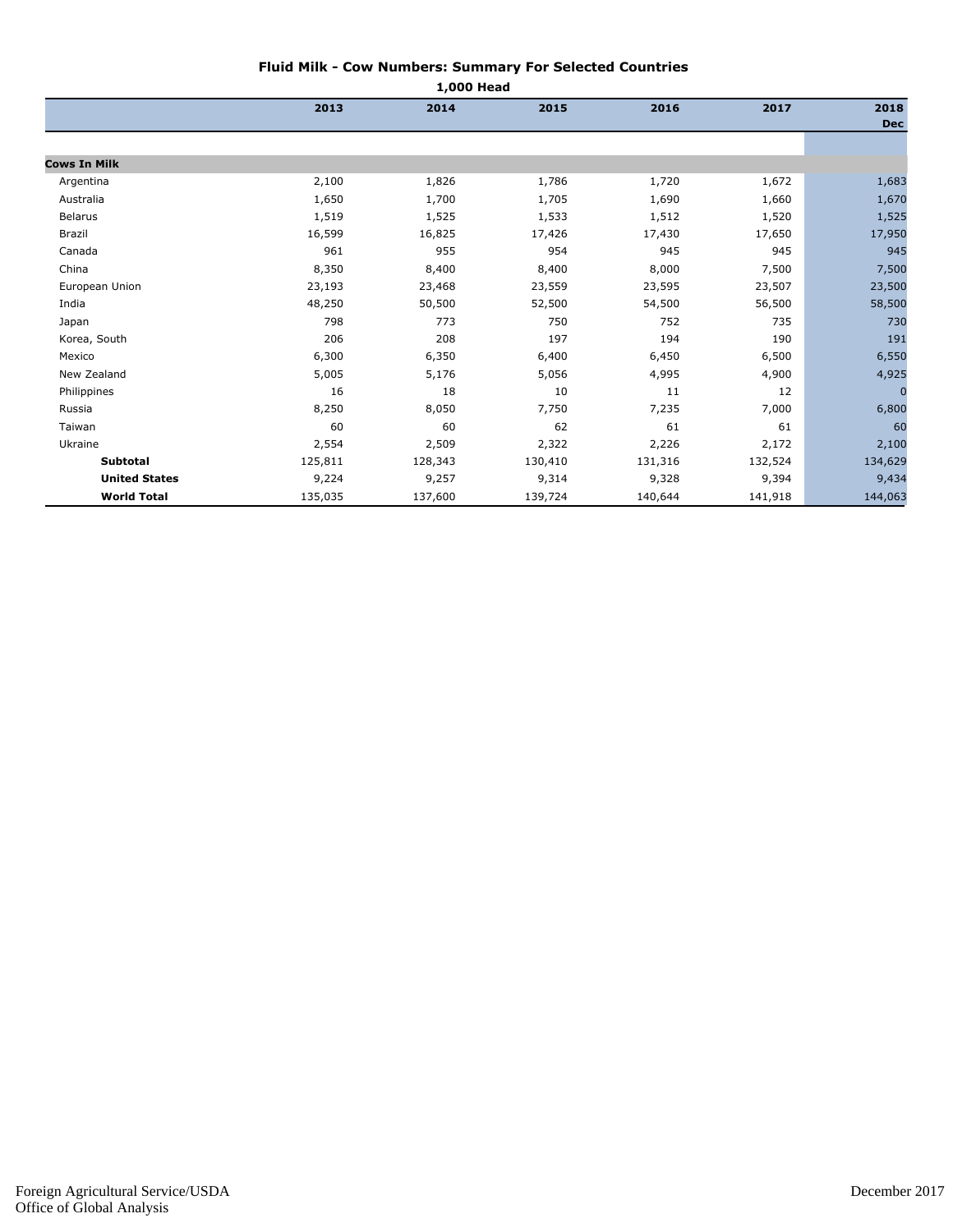# Fluid Milk - Cow Numbers: Summary For Selected Countries

**1,000 Head**

| | 2013 | 2014 | 2015 | 2016 | 2017 | 2018 Dec |
|---|---|---|---|---|---|---|
| **Cows In Milk** | | | | | | |
| Argentina | 2,100 | 1,826 | 1,786 | 1,720 | 1,672 | 1,683 |
| Australia | 1,650 | 1,700 | 1,705 | 1,690 | 1,660 | 1,670 |
| Belarus | 1,519 | 1,525 | 1,533 | 1,512 | 1,520 | 1,525 |
| Brazil | 16,599 | 16,825 | 17,426 | 17,430 | 17,650 | 17,950 |
| Canada | 961 | 955 | 954 | 945 | 945 | 945 |
| China | 8,350 | 8,400 | 8,400 | 8,000 | 7,500 | 7,500 |
| European Union | 23,193 | 23,468 | 23,559 | 23,595 | 23,507 | 23,500 |
| India | 48,250 | 50,500 | 52,500 | 54,500 | 56,500 | 58,500 |
| Japan | 798 | 773 | 750 | 752 | 735 | 730 |
| Korea, South | 206 | 208 | 197 | 194 | 190 | 191 |
| Mexico | 6,300 | 6,350 | 6,400 | 6,450 | 6,500 | 6,550 |
| New Zealand | 5,005 | 5,176 | 5,056 | 4,995 | 4,900 | 4,925 |
| Philippines | 16 | 18 | 10 | 11 | 12 | 0 |
| Russia | 8,250 | 8,050 | 7,750 | 7,235 | 7,000 | 6,800 |
| Taiwan | 60 | 60 | 62 | 61 | 61 | 60 |
| Ukraine | 2,554 | 2,509 | 2,322 | 2,226 | 2,172 | 2,100 |
| **Subtotal** | 125,811 | 128,343 | 130,410 | 131,316 | 132,524 | 134,629 |
| **United States** | 9,224 | 9,257 | 9,314 | 9,328 | 9,394 | 9,434 |
| **World Total** | 135,035 | 137,600 | 139,724 | 140,644 | 141,918 | 144,063 |

Foreign Agricultural Service/USDA
Office of Global Analysis

December 2017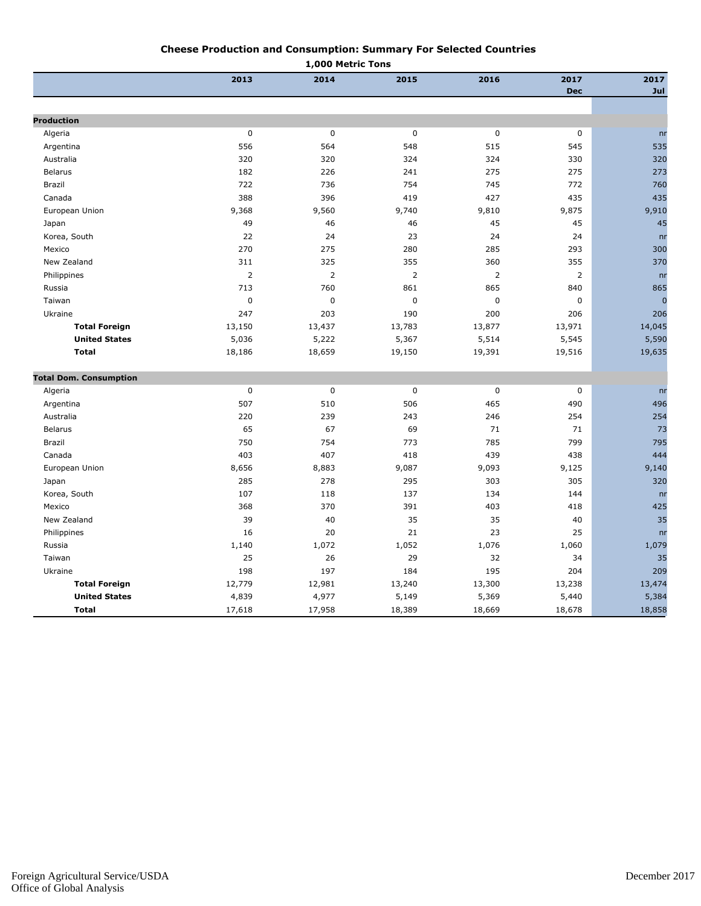# Cheese Production and Consumption: Summary For Selected Countries

1,000 Metric Tons

| | 2013 | 2014 | 2015 | 2016 | 2017 Dec | 2017 Jul |
|---|---|---|---|---|---|---|
| **Production** | | | | | | |
| Algeria | 0 | 0 | 0 | 0 | 0 | nr |
| Argentina | 556 | 564 | 548 | 515 | 545 | 535 |
| Australia | 320 | 320 | 324 | 324 | 330 | 320 |
| Belarus | 182 | 226 | 241 | 275 | 275 | 273 |
| Brazil | 722 | 736 | 754 | 745 | 772 | 760 |
| Canada | 388 | 396 | 419 | 427 | 435 | 435 |
| European Union | 9,368 | 9,560 | 9,740 | 9,810 | 9,875 | 9,910 |
| Japan | 49 | 46 | 46 | 45 | 45 | 45 |
| Korea, South | 22 | 24 | 23 | 24 | 24 | nr |
| Mexico | 270 | 275 | 280 | 285 | 293 | 300 |
| New Zealand | 311 | 325 | 355 | 360 | 355 | 370 |
| Philippines | 2 | 2 | 2 | 2 | 2 | nr |
| Russia | 713 | 760 | 861 | 865 | 840 | 865 |
| Taiwan | 0 | 0 | 0 | 0 | 0 | 0 |
| Ukraine | 247 | 203 | 190 | 200 | 206 | 206 |
| **Total Foreign** | 13,150 | 13,437 | 13,783 | 13,877 | 13,971 | 14,045 |
| **United States** | 5,036 | 5,222 | 5,367 | 5,514 | 5,545 | 5,590 |
| **Total** | 18,186 | 18,659 | 19,150 | 19,391 | 19,516 | 19,635 |
| **Total Dom. Consumption** | | | | | | |
| Algeria | 0 | 0 | 0 | 0 | 0 | nr |
| Argentina | 507 | 510 | 506 | 465 | 490 | 496 |
| Australia | 220 | 239 | 243 | 246 | 254 | 254 |
| Belarus | 65 | 67 | 69 | 71 | 71 | 73 |
| Brazil | 750 | 754 | 773 | 785 | 799 | 795 |
| Canada | 403 | 407 | 418 | 439 | 438 | 444 |
| European Union | 8,656 | 8,883 | 9,087 | 9,093 | 9,125 | 9,140 |
| Japan | 285 | 278 | 295 | 303 | 305 | 320 |
| Korea, South | 107 | 118 | 137 | 134 | 144 | nr |
| Mexico | 368 | 370 | 391 | 403 | 418 | 425 |
| New Zealand | 39 | 40 | 35 | 35 | 40 | 35 |
| Philippines | 16 | 20 | 21 | 23 | 25 | nr |
| Russia | 1,140 | 1,072 | 1,052 | 1,076 | 1,060 | 1,079 |
| Taiwan | 25 | 26 | 29 | 32 | 34 | 35 |
| Ukraine | 198 | 197 | 184 | 195 | 204 | 209 |
| **Total Foreign** | 12,779 | 12,981 | 13,240 | 13,300 | 13,238 | 13,474 |
| **United States** | 4,839 | 4,977 | 5,149 | 5,369 | 5,440 | 5,384 |
| **Total** | 17,618 | 17,958 | 18,389 | 18,669 | 18,678 | 18,858 |

Foreign Agricultural Service/USDA
Office of Global Analysis

December 2017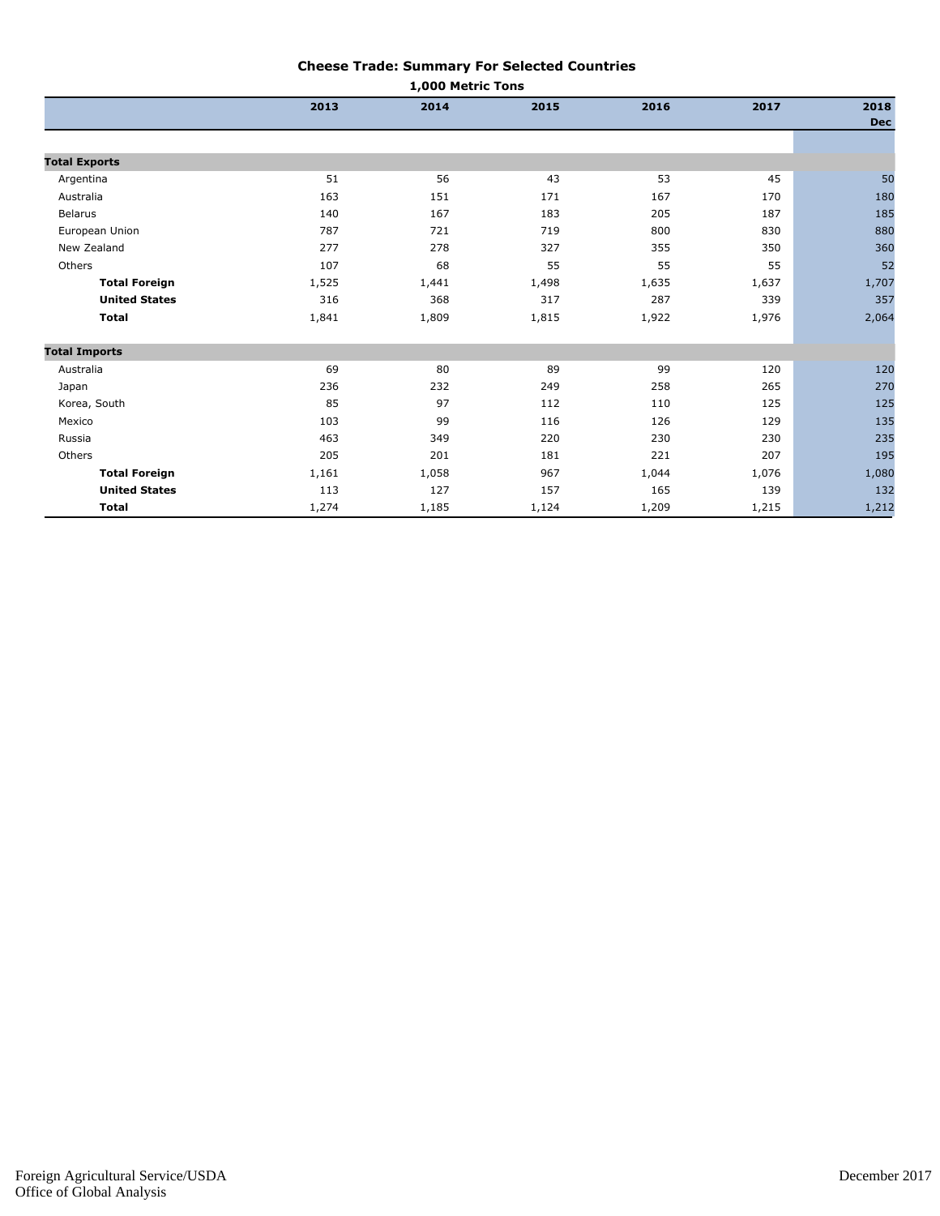## Cheese Trade: Summary For Selected Countries

**1,000 Metric Tons**

| | 2013 | 2014 | 2015 | 2016 | 2017 | 2018 Dec |
|---|---|---|---|---|---|---|
| **Total Exports** | | | | | | |
| Argentina | 51 | 56 | 43 | 53 | 45 | 50 |
| Australia | 163 | 151 | 171 | 167 | 170 | 180 |
| Belarus | 140 | 167 | 183 | 205 | 187 | 185 |
| European Union | 787 | 721 | 719 | 800 | 830 | 880 |
| New Zealand | 277 | 278 | 327 | 355 | 350 | 360 |
| Others | 107 | 68 | 55 | 55 | 55 | 52 |
| **Total Foreign** | 1,525 | 1,441 | 1,498 | 1,635 | 1,637 | 1,707 |
| **United States** | 316 | 368 | 317 | 287 | 339 | 357 |
| **Total** | 1,841 | 1,809 | 1,815 | 1,922 | 1,976 | 2,064 |
| **Total Imports** | | | | | | |
| Australia | 69 | 80 | 89 | 99 | 120 | 120 |
| Japan | 236 | 232 | 249 | 258 | 265 | 270 |
| Korea, South | 85 | 97 | 112 | 110 | 125 | 125 |
| Mexico | 103 | 99 | 116 | 126 | 129 | 135 |
| Russia | 463 | 349 | 220 | 230 | 230 | 235 |
| Others | 205 | 201 | 181 | 221 | 207 | 195 |
| **Total Foreign** | 1,161 | 1,058 | 967 | 1,044 | 1,076 | 1,080 |
| **United States** | 113 | 127 | 157 | 165 | 139 | 132 |
| **Total** | 1,274 | 1,185 | 1,124 | 1,209 | 1,215 | 1,212 |

Foreign Agricultural Service/USDA
Office of Global Analysis

December 2017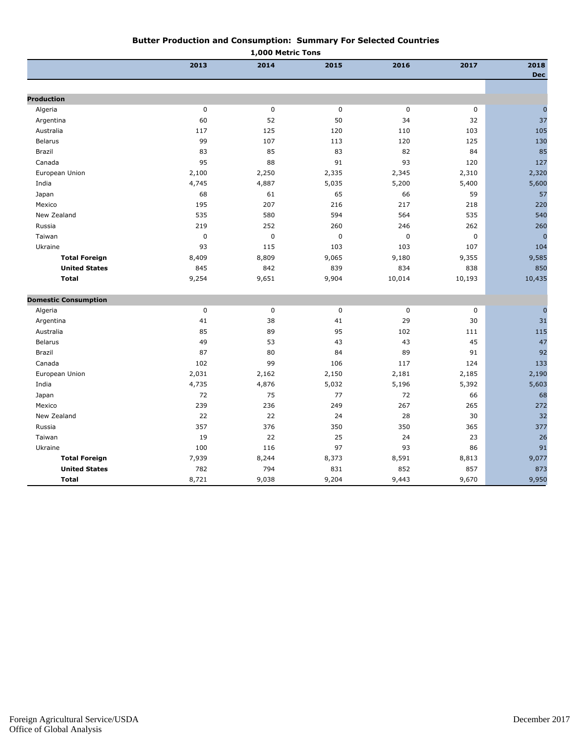## Butter Production and Consumption: Summary For Selected Countries

1,000 Metric Tons

| | 2013 | 2014 | 2015 | 2016 | 2017 | 2018 Dec |
|---|---|---|---|---|---|---|
| **Production** | | | | | | |
| Algeria | 0 | 0 | 0 | 0 | 0 | 0 |
| Argentina | 60 | 52 | 50 | 34 | 32 | 37 |
| Australia | 117 | 125 | 120 | 110 | 103 | 105 |
| Belarus | 99 | 107 | 113 | 120 | 125 | 130 |
| Brazil | 83 | 85 | 83 | 82 | 84 | 85 |
| Canada | 95 | 88 | 91 | 93 | 120 | 127 |
| European Union | 2,100 | 2,250 | 2,335 | 2,345 | 2,310 | 2,320 |
| India | 4,745 | 4,887 | 5,035 | 5,200 | 5,400 | 5,600 |
| Japan | 68 | 61 | 65 | 66 | 59 | 57 |
| Mexico | 195 | 207 | 216 | 217 | 218 | 220 |
| New Zealand | 535 | 580 | 594 | 564 | 535 | 540 |
| Russia | 219 | 252 | 260 | 246 | 262 | 260 |
| Taiwan | 0 | 0 | 0 | 0 | 0 | 0 |
| Ukraine | 93 | 115 | 103 | 103 | 107 | 104 |
| **Total Foreign** | 8,409 | 8,809 | 9,065 | 9,180 | 9,355 | 9,585 |
| **United States** | 845 | 842 | 839 | 834 | 838 | 850 |
| **Total** | 9,254 | 9,651 | 9,904 | 10,014 | 10,193 | 10,435 |
| **Domestic Consumption** | | | | | | |
| Algeria | 0 | 0 | 0 | 0 | 0 | 0 |
| Argentina | 41 | 38 | 41 | 29 | 30 | 31 |
| Australia | 85 | 89 | 95 | 102 | 111 | 115 |
| Belarus | 49 | 53 | 43 | 43 | 45 | 47 |
| Brazil | 87 | 80 | 84 | 89 | 91 | 92 |
| Canada | 102 | 99 | 106 | 117 | 124 | 133 |
| European Union | 2,031 | 2,162 | 2,150 | 2,181 | 2,185 | 2,190 |
| India | 4,735 | 4,876 | 5,032 | 5,196 | 5,392 | 5,603 |
| Japan | 72 | 75 | 77 | 72 | 66 | 68 |
| Mexico | 239 | 236 | 249 | 267 | 265 | 272 |
| New Zealand | 22 | 22 | 24 | 28 | 30 | 32 |
| Russia | 357 | 376 | 350 | 350 | 365 | 377 |
| Taiwan | 19 | 22 | 25 | 24 | 23 | 26 |
| Ukraine | 100 | 116 | 97 | 93 | 86 | 91 |
| **Total Foreign** | 7,939 | 8,244 | 8,373 | 8,591 | 8,813 | 9,077 |
| **United States** | 782 | 794 | 831 | 852 | 857 | 873 |
| **Total** | 8,721 | 9,038 | 9,204 | 9,443 | 9,670 | 9,950 |

Foreign Agricultural Service/USDA
Office of Global Analysis

December 2017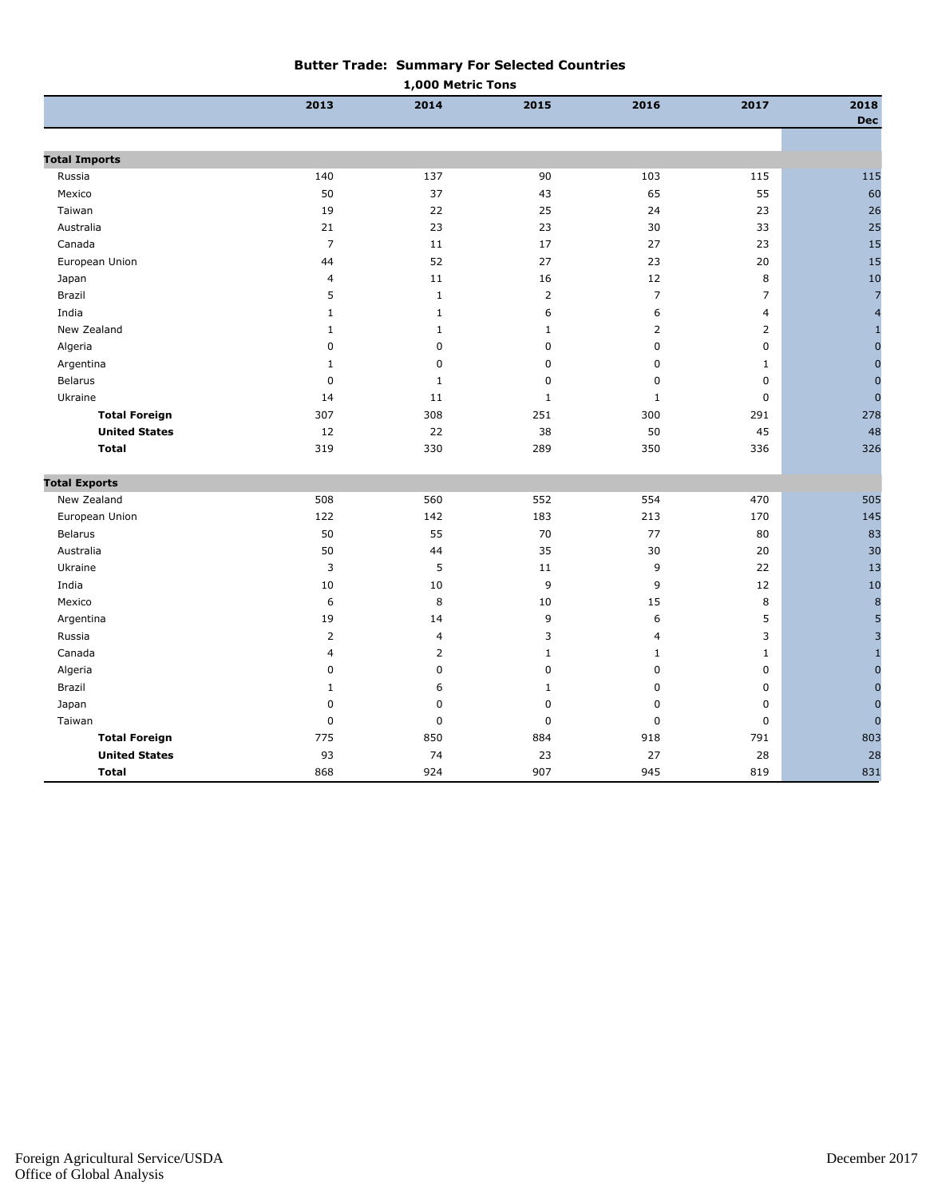## Butter Trade: Summary For Selected Countries

**1,000 Metric Tons**

| | 2013 | 2014 | 2015 | 2016 | 2017 | 2018 Dec |
|---|---|---|---|---|---|---|
| **Total Imports** | | | | | | |
| Russia | 140 | 137 | 90 | 103 | 115 | 115 |
| Mexico | 50 | 37 | 43 | 65 | 55 | 60 |
| Taiwan | 19 | 22 | 25 | 24 | 23 | 26 |
| Australia | 21 | 23 | 23 | 30 | 33 | 25 |
| Canada | 7 | 11 | 17 | 27 | 23 | 15 |
| European Union | 44 | 52 | 27 | 23 | 20 | 15 |
| Japan | 4 | 11 | 16 | 12 | 8 | 10 |
| Brazil | 5 | 1 | 2 | 7 | 7 | 7 |
| India | 1 | 1 | 6 | 6 | 4 | 4 |
| New Zealand | 1 | 1 | 1 | 2 | 2 | 1 |
| Algeria | 0 | 0 | 0 | 0 | 0 | 0 |
| Argentina | 1 | 0 | 0 | 0 | 1 | 0 |
| Belarus | 0 | 1 | 0 | 0 | 0 | 0 |
| Ukraine | 14 | 11 | 1 | 1 | 0 | 0 |
| **Total Foreign** | 307 | 308 | 251 | 300 | 291 | 278 |
| **United States** | 12 | 22 | 38 | 50 | 45 | 48 |
| **Total** | 319 | 330 | 289 | 350 | 336 | 326 |
| **Total Exports** | | | | | | |
| New Zealand | 508 | 560 | 552 | 554 | 470 | 505 |
| European Union | 122 | 142 | 183 | 213 | 170 | 145 |
| Belarus | 50 | 55 | 70 | 77 | 80 | 83 |
| Australia | 50 | 44 | 35 | 30 | 20 | 30 |
| Ukraine | 3 | 5 | 11 | 9 | 22 | 13 |
| India | 10 | 10 | 9 | 9 | 12 | 10 |
| Mexico | 6 | 8 | 10 | 15 | 8 | 8 |
| Argentina | 19 | 14 | 9 | 6 | 5 | 5 |
| Russia | 2 | 4 | 3 | 4 | 3 | 3 |
| Canada | 4 | 2 | 1 | 1 | 1 | 1 |
| Algeria | 0 | 0 | 0 | 0 | 0 | 0 |
| Brazil | 1 | 6 | 1 | 0 | 0 | 0 |
| Japan | 0 | 0 | 0 | 0 | 0 | 0 |
| Taiwan | 0 | 0 | 0 | 0 | 0 | 0 |
| **Total Foreign** | 775 | 850 | 884 | 918 | 791 | 803 |
| **United States** | 93 | 74 | 23 | 27 | 28 | 28 |
| **Total** | 868 | 924 | 907 | 945 | 819 | 831 |

Foreign Agricultural Service/USDA
Office of Global Analysis

December 2017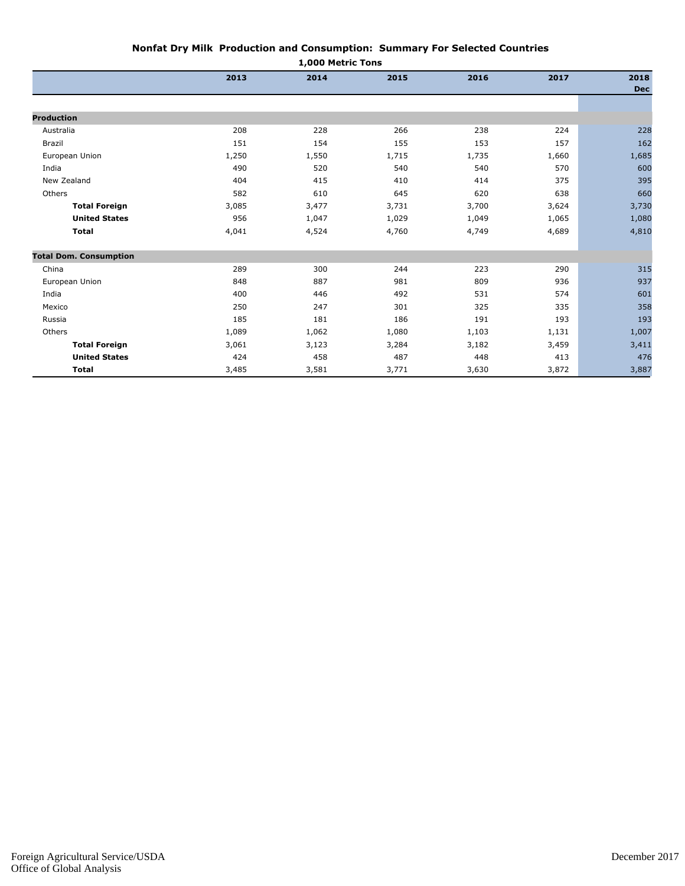## Nonfat Dry Milk Production and Consumption: Summary For Selected Countries

1,000 Metric Tons

| | 2013 | 2014 | 2015 | 2016 | 2017 | 2018 Dec |
|---|---|---|---|---|---|---|
| **Production** | | | | | | |
| Australia | 208 | 228 | 266 | 238 | 224 | 228 |
| Brazil | 151 | 154 | 155 | 153 | 157 | 162 |
| European Union | 1,250 | 1,550 | 1,715 | 1,735 | 1,660 | 1,685 |
| India | 490 | 520 | 540 | 540 | 570 | 600 |
| New Zealand | 404 | 415 | 410 | 414 | 375 | 395 |
| Others | 582 | 610 | 645 | 620 | 638 | 660 |
| **Total Foreign** | 3,085 | 3,477 | 3,731 | 3,700 | 3,624 | 3,730 |
| **United States** | 956 | 1,047 | 1,029 | 1,049 | 1,065 | 1,080 |
| **Total** | 4,041 | 4,524 | 4,760 | 4,749 | 4,689 | 4,810 |
| **Total Dom. Consumption** | | | | | | |
| China | 289 | 300 | 244 | 223 | 290 | 315 |
| European Union | 848 | 887 | 981 | 809 | 936 | 937 |
| India | 400 | 446 | 492 | 531 | 574 | 601 |
| Mexico | 250 | 247 | 301 | 325 | 335 | 358 |
| Russia | 185 | 181 | 186 | 191 | 193 | 193 |
| Others | 1,089 | 1,062 | 1,080 | 1,103 | 1,131 | 1,007 |
| **Total Foreign** | 3,061 | 3,123 | 3,284 | 3,182 | 3,459 | 3,411 |
| **United States** | 424 | 458 | 487 | 448 | 413 | 476 |
| **Total** | 3,485 | 3,581 | 3,771 | 3,630 | 3,872 | 3,887 |

Foreign Agricultural Service/USDA
Office of Global Analysis

December 2017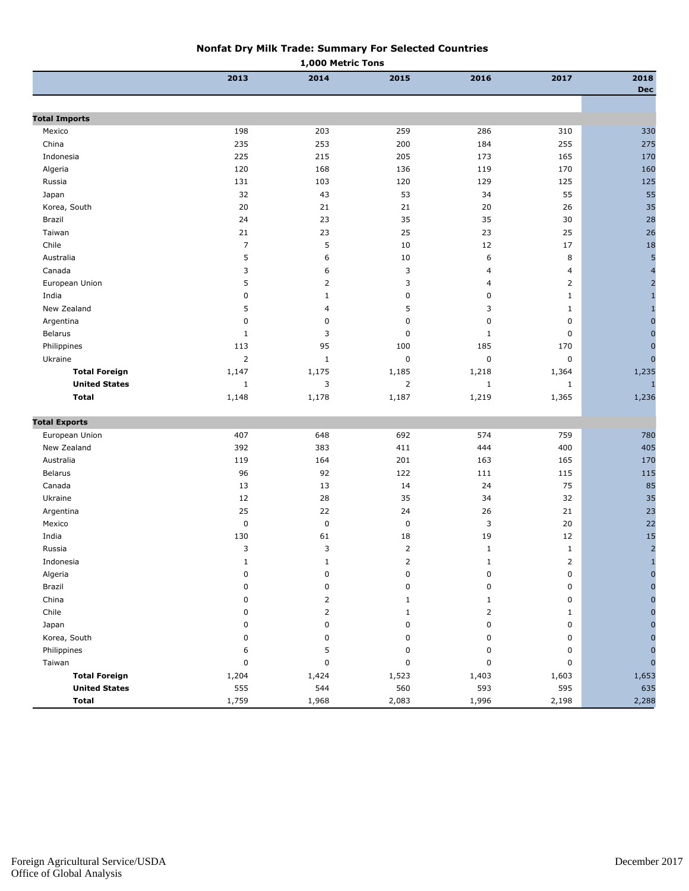# Nonfat Dry Milk Trade: Summary For Selected Countries

1,000 Metric Tons

| | 2013 | 2014 | 2015 | 2016 | 2017 | 2018 Dec |
|---|---|---|---|---|---|---|
| **Total Imports** | | | | | | |
| Mexico | 198 | 203 | 259 | 286 | 310 | 330 |
| China | 235 | 253 | 200 | 184 | 255 | 275 |
| Indonesia | 225 | 215 | 205 | 173 | 165 | 170 |
| Algeria | 120 | 168 | 136 | 119 | 170 | 160 |
| Russia | 131 | 103 | 120 | 129 | 125 | 125 |
| Japan | 32 | 43 | 53 | 34 | 55 | 55 |
| Korea, South | 20 | 21 | 21 | 20 | 26 | 35 |
| Brazil | 24 | 23 | 35 | 35 | 30 | 28 |
| Taiwan | 21 | 23 | 25 | 23 | 25 | 26 |
| Chile | 7 | 5 | 10 | 12 | 17 | 18 |
| Australia | 5 | 6 | 10 | 6 | 8 | 5 |
| Canada | 3 | 6 | 3 | 4 | 4 | 4 |
| European Union | 5 | 2 | 3 | 4 | 2 | 2 |
| India | 0 | 1 | 0 | 0 | 1 | 1 |
| New Zealand | 5 | 4 | 5 | 3 | 1 | 1 |
| Argentina | 0 | 0 | 0 | 0 | 0 | 0 |
| Belarus | 1 | 3 | 0 | 1 | 0 | 0 |
| Philippines | 113 | 95 | 100 | 185 | 170 | 0 |
| Ukraine | 2 | 1 | 0 | 0 | 0 | 0 |
| **Total Foreign** | 1,147 | 1,175 | 1,185 | 1,218 | 1,364 | 1,235 |
| **United States** | 1 | 3 | 2 | 1 | 1 | 1 |
| **Total** | 1,148 | 1,178 | 1,187 | 1,219 | 1,365 | 1,236 |
| **Total Exports** | | | | | | |
| European Union | 407 | 648 | 692 | 574 | 759 | 780 |
| New Zealand | 392 | 383 | 411 | 444 | 400 | 405 |
| Australia | 119 | 164 | 201 | 163 | 165 | 170 |
| Belarus | 96 | 92 | 122 | 111 | 115 | 115 |
| Canada | 13 | 13 | 14 | 24 | 75 | 85 |
| Ukraine | 12 | 28 | 35 | 34 | 32 | 35 |
| Argentina | 25 | 22 | 24 | 26 | 21 | 23 |
| Mexico | 0 | 0 | 0 | 3 | 20 | 22 |
| India | 130 | 61 | 18 | 19 | 12 | 15 |
| Russia | 3 | 3 | 2 | 1 | 1 | 2 |
| Indonesia | 1 | 1 | 2 | 1 | 2 | 1 |
| Algeria | 0 | 0 | 0 | 0 | 0 | 0 |
| Brazil | 0 | 0 | 0 | 0 | 0 | 0 |
| China | 0 | 2 | 1 | 1 | 0 | 0 |
| Chile | 0 | 2 | 1 | 2 | 1 | 0 |
| Japan | 0 | 0 | 0 | 0 | 0 | 0 |
| Korea, South | 0 | 0 | 0 | 0 | 0 | 0 |
| Philippines | 6 | 5 | 0 | 0 | 0 | 0 |
| Taiwan | 0 | 0 | 0 | 0 | 0 | 0 |
| **Total Foreign** | 1,204 | 1,424 | 1,523 | 1,403 | 1,603 | 1,653 |
| **United States** | 555 | 544 | 560 | 593 | 595 | 635 |
| **Total** | 1,759 | 1,968 | 2,083 | 1,996 | 2,198 | 2,288 |

Foreign Agricultural Service/USDA
Office of Global Analysis

December 2017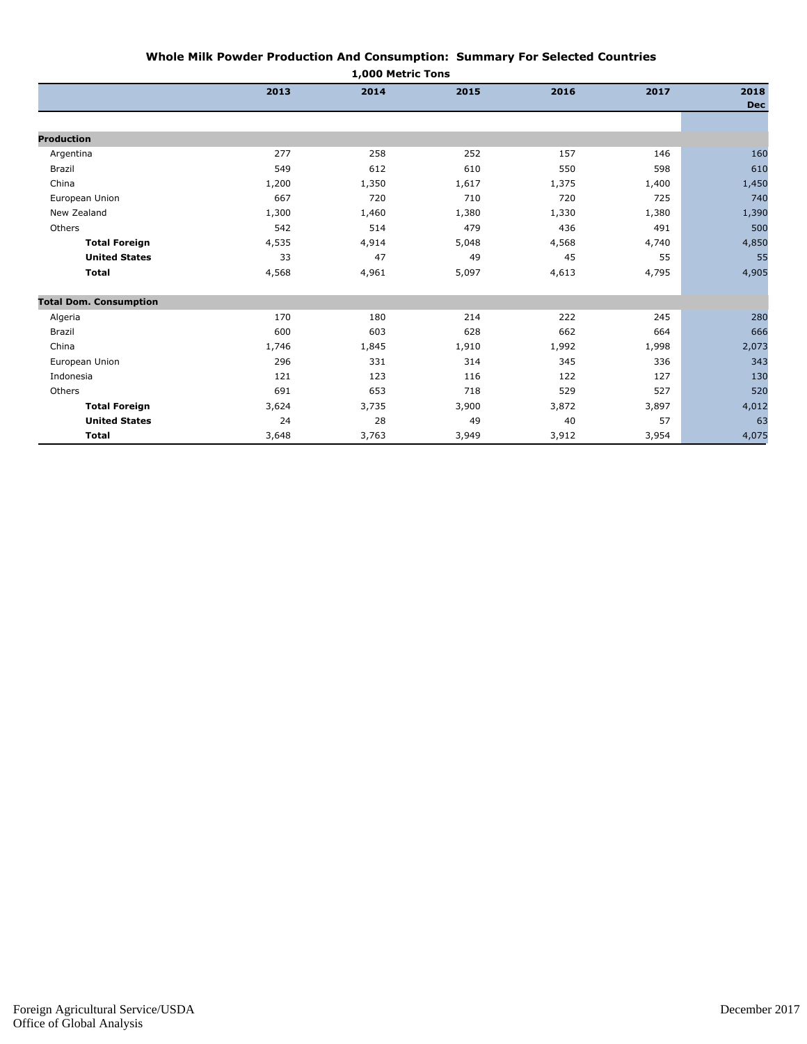## Whole Milk Powder Production And Consumption: Summary For Selected Countries

1,000 Metric Tons

| | 2013 | 2014 | 2015 | 2016 | 2017 | 2018 Dec |
|---|---|---|---|---|---|---|
| **Production** | | | | | | |
| Argentina | 277 | 258 | 252 | 157 | 146 | 160 |
| Brazil | 549 | 612 | 610 | 550 | 598 | 610 |
| China | 1,200 | 1,350 | 1,617 | 1,375 | 1,400 | 1,450 |
| European Union | 667 | 720 | 710 | 720 | 725 | 740 |
| New Zealand | 1,300 | 1,460 | 1,380 | 1,330 | 1,380 | 1,390 |
| Others | 542 | 514 | 479 | 436 | 491 | 500 |
| **Total Foreign** | 4,535 | 4,914 | 5,048 | 4,568 | 4,740 | 4,850 |
| **United States** | 33 | 47 | 49 | 45 | 55 | 55 |
| **Total** | 4,568 | 4,961 | 5,097 | 4,613 | 4,795 | 4,905 |
| **Total Dom. Consumption** | | | | | | |
| Algeria | 170 | 180 | 214 | 222 | 245 | 280 |
| Brazil | 600 | 603 | 628 | 662 | 664 | 666 |
| China | 1,746 | 1,845 | 1,910 | 1,992 | 1,998 | 2,073 |
| European Union | 296 | 331 | 314 | 345 | 336 | 343 |
| Indonesia | 121 | 123 | 116 | 122 | 127 | 130 |
| Others | 691 | 653 | 718 | 529 | 527 | 520 |
| **Total Foreign** | 3,624 | 3,735 | 3,900 | 3,872 | 3,897 | 4,012 |
| **United States** | 24 | 28 | 49 | 40 | 57 | 63 |
| **Total** | 3,648 | 3,763 | 3,949 | 3,912 | 3,954 | 4,075 |

Foreign Agricultural Service/USDA
Office of Global Analysis

December 2017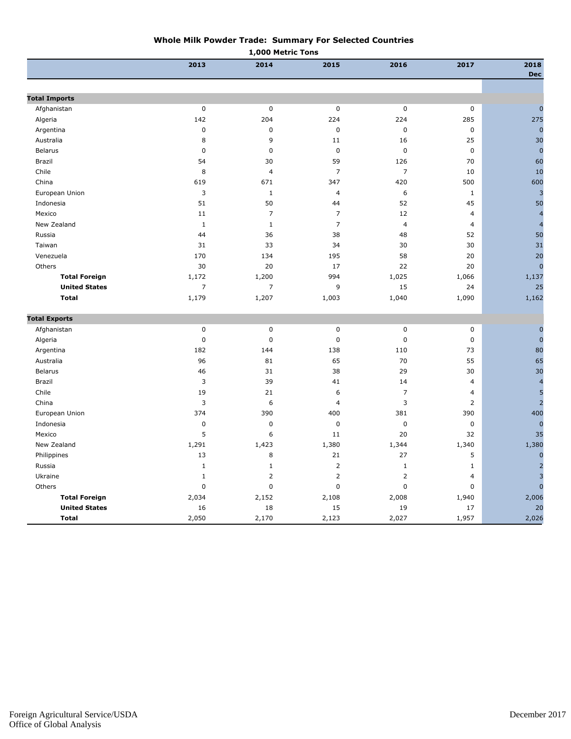## Whole Milk Powder Trade: Summary For Selected Countries

**1,000 Metric Tons**

| | 2013 | 2014 | 2015 | 2016 | 2017 | 2018 Dec |
|---|---|---|---|---|---|---|
| **Total Imports** | | | | | | |
| Afghanistan | 0 | 0 | 0 | 0 | 0 | 0 |
| Algeria | 142 | 204 | 224 | 224 | 285 | 275 |
| Argentina | 0 | 0 | 0 | 0 | 0 | 0 |
| Australia | 8 | 9 | 11 | 16 | 25 | 30 |
| Belarus | 0 | 0 | 0 | 0 | 0 | 0 |
| Brazil | 54 | 30 | 59 | 126 | 70 | 60 |
| Chile | 8 | 4 | 7 | 7 | 10 | 10 |
| China | 619 | 671 | 347 | 420 | 500 | 600 |
| European Union | 3 | 1 | 4 | 6 | 1 | 3 |
| Indonesia | 51 | 50 | 44 | 52 | 45 | 50 |
| Mexico | 11 | 7 | 7 | 12 | 4 | 4 |
| New Zealand | 1 | 1 | 7 | 4 | 4 | 4 |
| Russia | 44 | 36 | 38 | 48 | 52 | 50 |
| Taiwan | 31 | 33 | 34 | 30 | 30 | 31 |
| Venezuela | 170 | 134 | 195 | 58 | 20 | 20 |
| Others | 30 | 20 | 17 | 22 | 20 | 0 |
| **Total Foreign** | 1,172 | 1,200 | 994 | 1,025 | 1,066 | 1,137 |
| **United States** | 7 | 7 | 9 | 15 | 24 | 25 |
| **Total** | 1,179 | 1,207 | 1,003 | 1,040 | 1,090 | 1,162 |
| **Total Exports** | | | | | | |
| Afghanistan | 0 | 0 | 0 | 0 | 0 | 0 |
| Algeria | 0 | 0 | 0 | 0 | 0 | 0 |
| Argentina | 182 | 144 | 138 | 110 | 73 | 80 |
| Australia | 96 | 81 | 65 | 70 | 55 | 65 |
| Belarus | 46 | 31 | 38 | 29 | 30 | 30 |
| Brazil | 3 | 39 | 41 | 14 | 4 | 4 |
| Chile | 19 | 21 | 6 | 7 | 4 | 5 |
| China | 3 | 6 | 4 | 3 | 2 | 2 |
| European Union | 374 | 390 | 400 | 381 | 390 | 400 |
| Indonesia | 0 | 0 | 0 | 0 | 0 | 0 |
| Mexico | 5 | 6 | 11 | 20 | 32 | 35 |
| New Zealand | 1,291 | 1,423 | 1,380 | 1,344 | 1,340 | 1,380 |
| Philippines | 13 | 8 | 21 | 27 | 5 | 0 |
| Russia | 1 | 1 | 2 | 1 | 1 | 2 |
| Ukraine | 1 | 2 | 2 | 2 | 4 | 3 |
| Others | 0 | 0 | 0 | 0 | 0 | 0 |
| **Total Foreign** | 2,034 | 2,152 | 2,108 | 2,008 | 1,940 | 2,006 |
| **United States** | 16 | 18 | 15 | 19 | 17 | 20 |
| **Total** | 2,050 | 2,170 | 2,123 | 2,027 | 1,957 | 2,026 |

Foreign Agricultural Service/USDA
Office of Global Analysis

December 2017